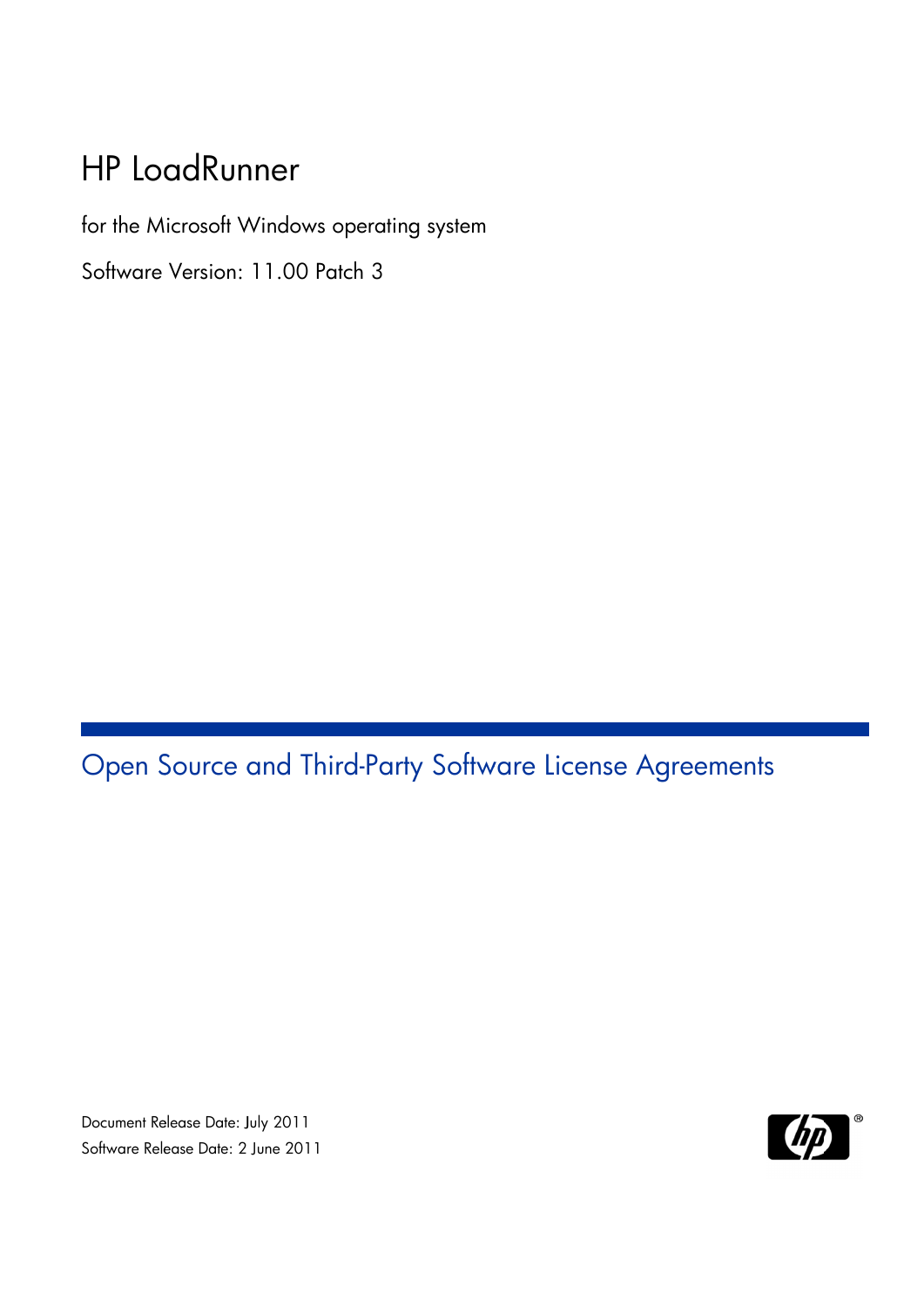# HP LoadRunner

for the Microsoft Windows operating system

Software Version: 11.00 Patch 3

## Open Source and Third-Party Software License Agreements

Document Release Date: July 2011

Software Release Date: 2 June 2011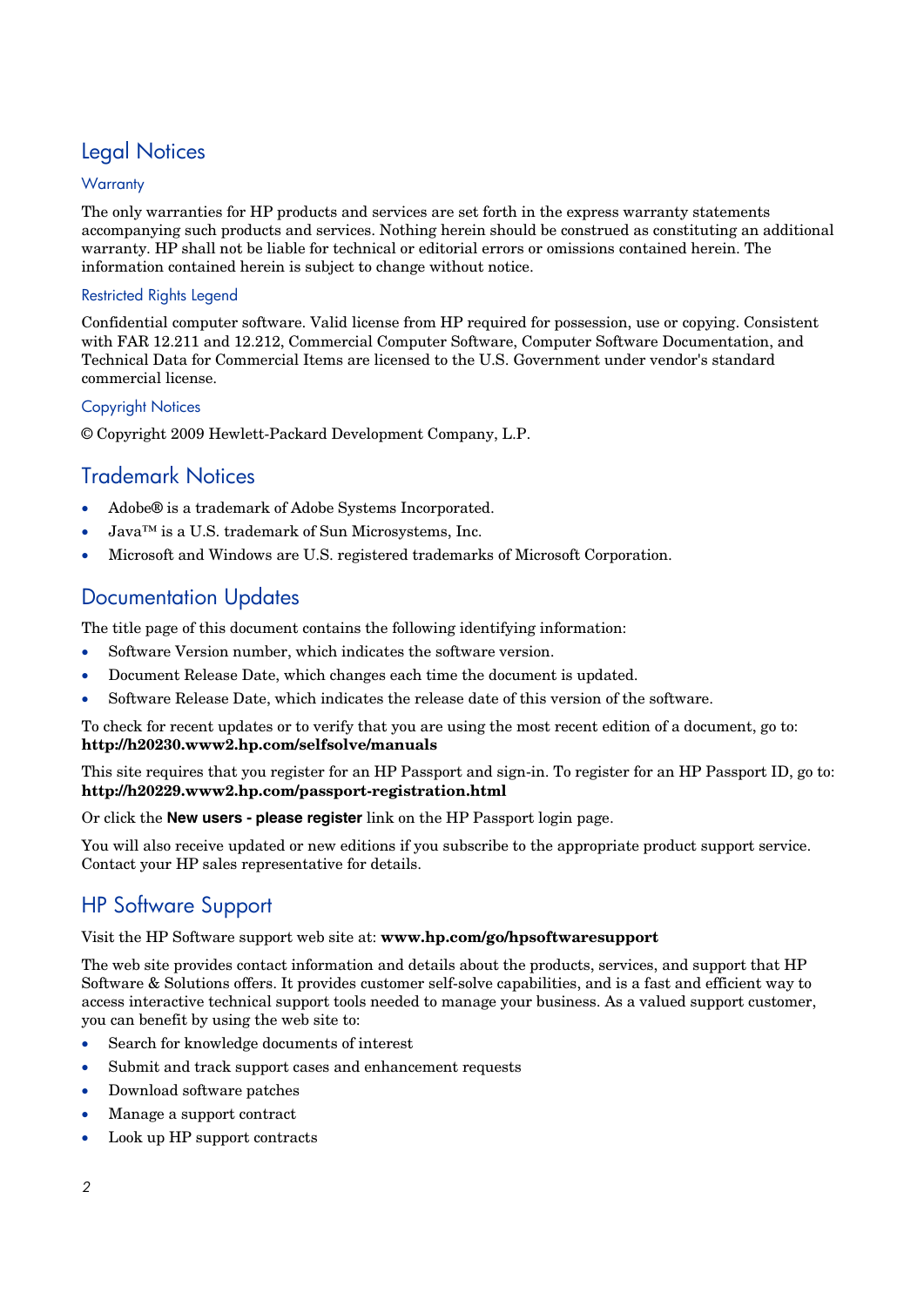# Legal Notices

## Warranty

The only warranties for HP products and services are set forth in the express warranty statements accompanying such products and services. Nothing herein should be construed as constituting an additional warranty. HP shall not be liable for technical or editorial errors or omissions contained herein. The information contained herein is subject to change without notice.

## Restricted Rights Legend

Confidential computer software. Valid license from HP required for possession, use or copying. Consistent with FAR 12.211 and 12.212, Commercial Computer Software, Computer Software Documentation, and Technical Data for Commercial Items are licensed to the U.S. Government under vendor's standard commercial license.

## Copyright Notices

© Copyright 2009 Hewlett-Packard Development Company, L.P.

# Trademark Notices

- Adobe® is a trademark of Adobe Systems Incorporated.
- Java™ is a U.S. trademark of Sun Microsystems, Inc.
- Microsoft and Windows are U.S. registered trademarks of Microsoft Corporation.

# Documentation Updates

The title page of this document contains the following identifying information:

- Software Version number, which indicates the software version.
- Document Release Date, which changes each time the document is updated.
- Software Release Date, which indicates the release date of this version of the software.

To check for recent updates or to verify that you are using the most recent edition of a document, go to: **http://h20230.www2.hp.com/selfsolve/manuals**

This site requires that you register for an HP Passport and sign-in. To register for an HP Passport ID, go to: **http://h20229.www2.hp.com/passport-registration.html**

Or click the **New users - please register** link on the HP Passport login page.

You will also receive updated or new editions if you subscribe to the appropriate product support service. Contact your HP sales representative for details.

# HP Software Support

Visit the HP Software support web site at: **www.hp.com/go/hpsoftwaresupport**

The web site provides contact information and details about the products, services, and support that HP Software & Solutions offers. It provides customer self-solve capabilities, and is a fast and efficient way to access interactive technical support tools needed to manage your business. As a valued support customer, you can benefit by using the web site to:

- Search for knowledge documents of interest
- Submit and track support cases and enhancement requests
- Download software patches
- Manage a support contract
- Look up HP support contracts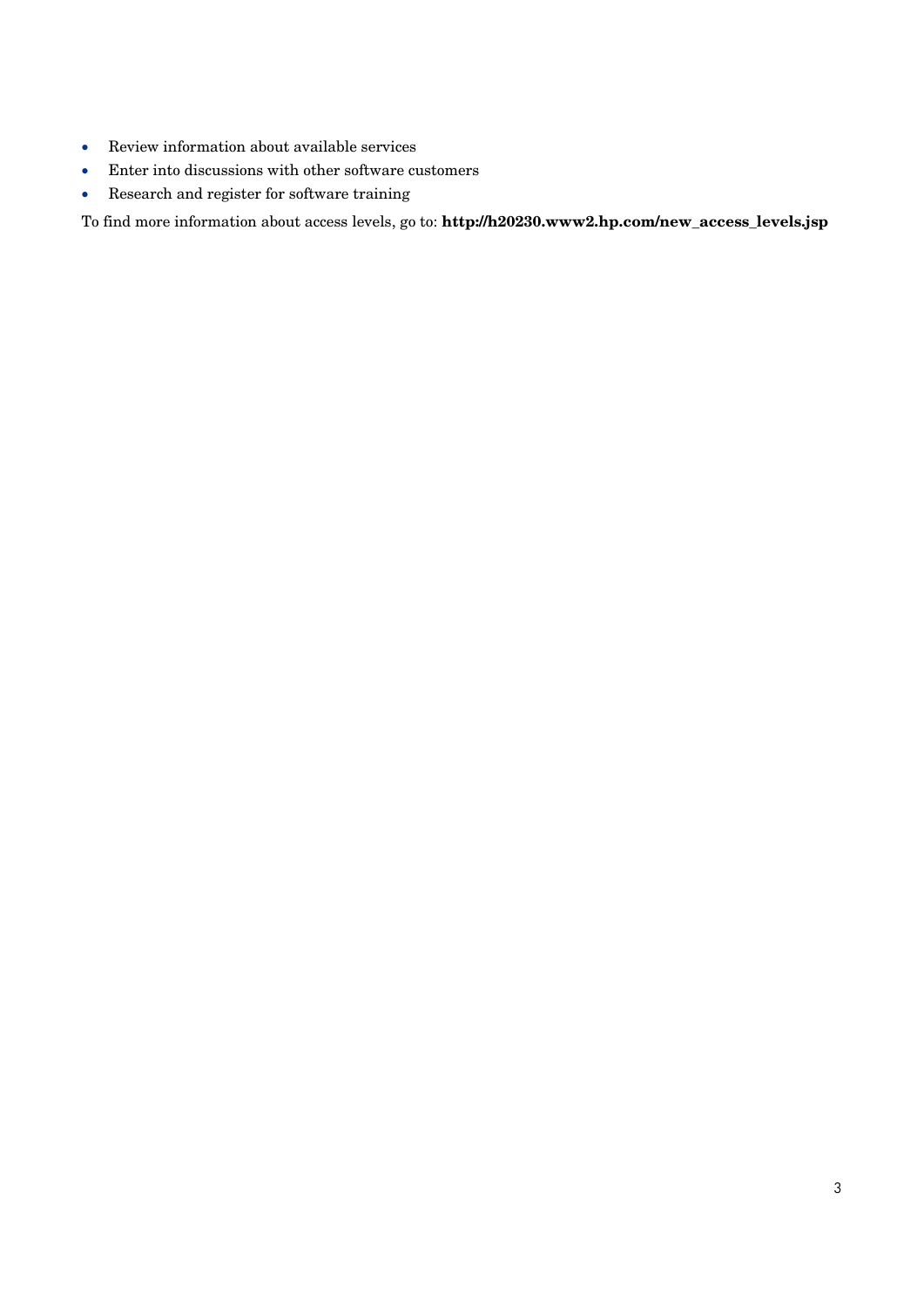- Review information about available services
- Enter into discussions with other software customers
- Research and register for software training

To find more information about access levels, go to: **http://h20230.www2.hp.com/new_access_levels.jsp**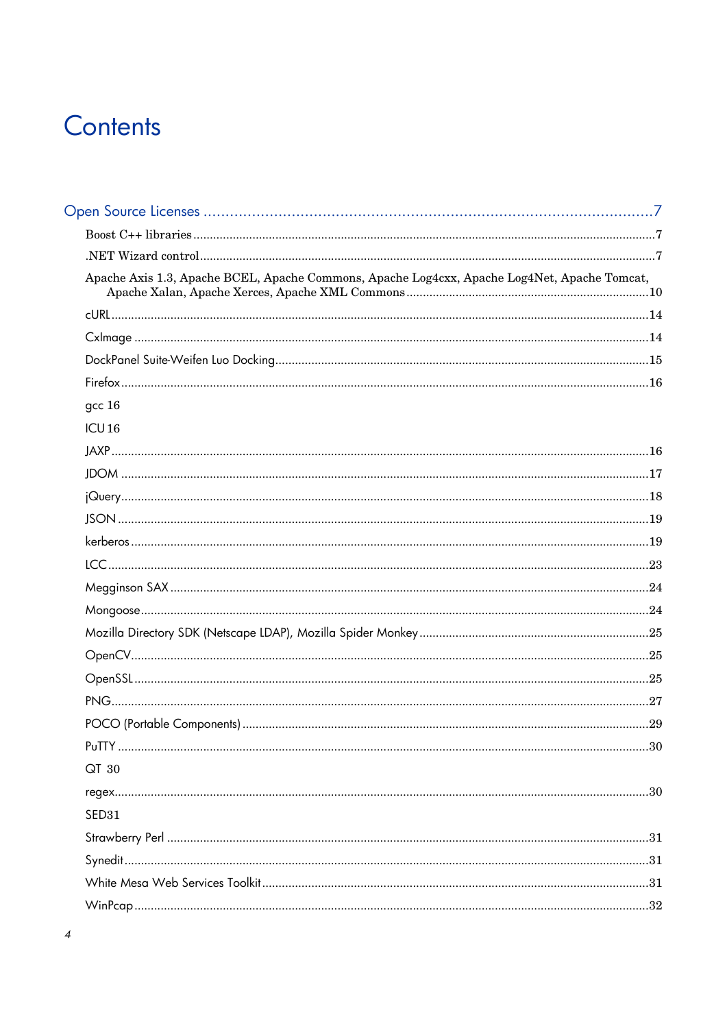# Contents

Open Source Licenses ....................................................................................................7

- Boost C++ libraries ....................................................................................................7
- .NET Wizard control ....................................................................................................7
- Apache Axis 1.3, Apache BCEL, Apache Commons, Apache Log4cxx, Apache Log4Net, Apache Tomcat, Apache Xalan, Apache Xerces, Apache XML Commons ....................................................................10
- cURL ....................................................................................................14
- CxImage ....................................................................................................14
- DockPanel Suite-Weifen Luo Docking ....................................................................................................15
- Firefox ....................................................................................................16
- gcc 16
- ICU 16
- JAXP ....................................................................................................16
- JDOM ....................................................................................................17
- jQuery ....................................................................................................18
- JSON ....................................................................................................19
- kerberos ....................................................................................................19
- LCC ....................................................................................................23
- Megginson SAX ....................................................................................................24
- Mongoose ....................................................................................................24
- Mozilla Directory SDK (Netscape LDAP), Mozilla Spider Monkey ....................................................................................................25
- OpenCV ....................................................................................................25
- OpenSSL ....................................................................................................25
- PNG ....................................................................................................27
- POCO (Portable Components) ....................................................................................................29
- PuTTY ....................................................................................................30
- QT 30
- regex ....................................................................................................30
- SED31
- Strawberry Perl ....................................................................................................31
- Synedit ....................................................................................................31
- White Mesa Web Services Toolkit ....................................................................................................31
- WinPcap ....................................................................................................32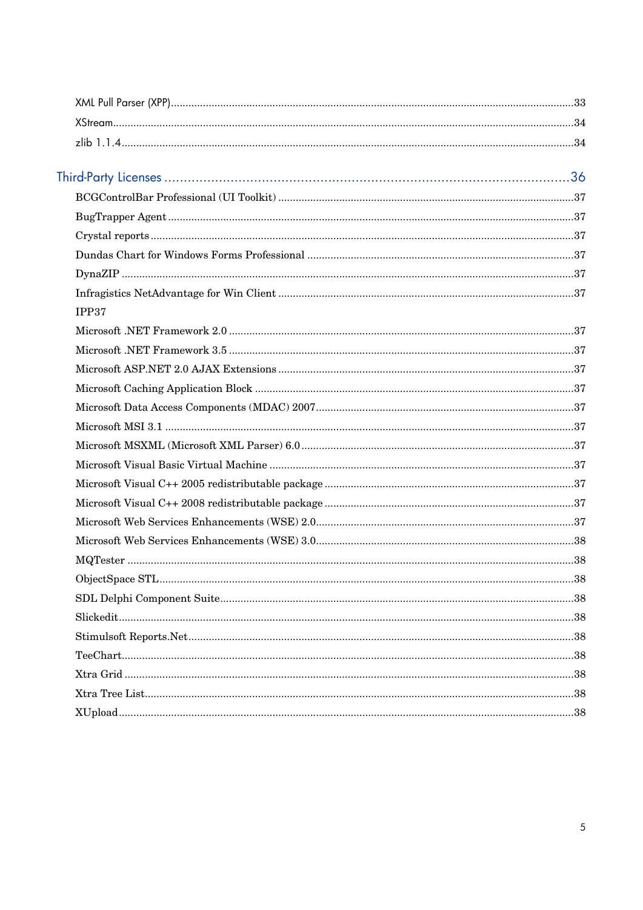XML Pull Parser (XPP)........................................................................................................................33

XStream.............................................................................................................................................34

zlib 1.1.4.........................................................................................................................................34

## Third-Party Licenses ........................................................................................36

BCGControlBar Professional (UI Toolkit) ....................................................................................37

BugTrapper Agent ..........................................................................................................................37

Crystal reports ................................................................................................................................37

Dundas Chart for Windows Forms Professional ..........................................................................37

DynaZIP ..........................................................................................................................................37

Infragistics NetAdvantage for Win Client ....................................................................................37

IPP37

Microsoft .NET Framework 2.0 .....................................................................................................37

Microsoft .NET Framework 3.5 .....................................................................................................37

Microsoft ASP.NET 2.0 AJAX Extensions .....................................................................................37

Microsoft Caching Application Block ............................................................................................37

Microsoft Data Access Components (MDAC) 2007.......................................................................37

Microsoft MSI 3.1 ...........................................................................................................................37

Microsoft MSXML (Microsoft XML Parser) 6.0 .............................................................................37

Microsoft Visual Basic Virtual Machine .......................................................................................37

Microsoft Visual C++ 2005 redistributable package ....................................................................37

Microsoft Visual C++ 2008 redistributable package ....................................................................37

Microsoft Web Services Enhancements (WSE) 2.0........................................................................37

Microsoft Web Services Enhancements (WSE) 3.0........................................................................38

MQTester ........................................................................................................................................38

ObjectSpace STL.............................................................................................................................38

SDL Delphi Component Suite.........................................................................................................38

Slickedit...........................................................................................................................................38

Stimulsoft Reports.Net...................................................................................................................38

TeeChart..........................................................................................................................................38

Xtra Grid .........................................................................................................................................38

Xtra Tree List..................................................................................................................................38

XUpload...........................................................................................................................................38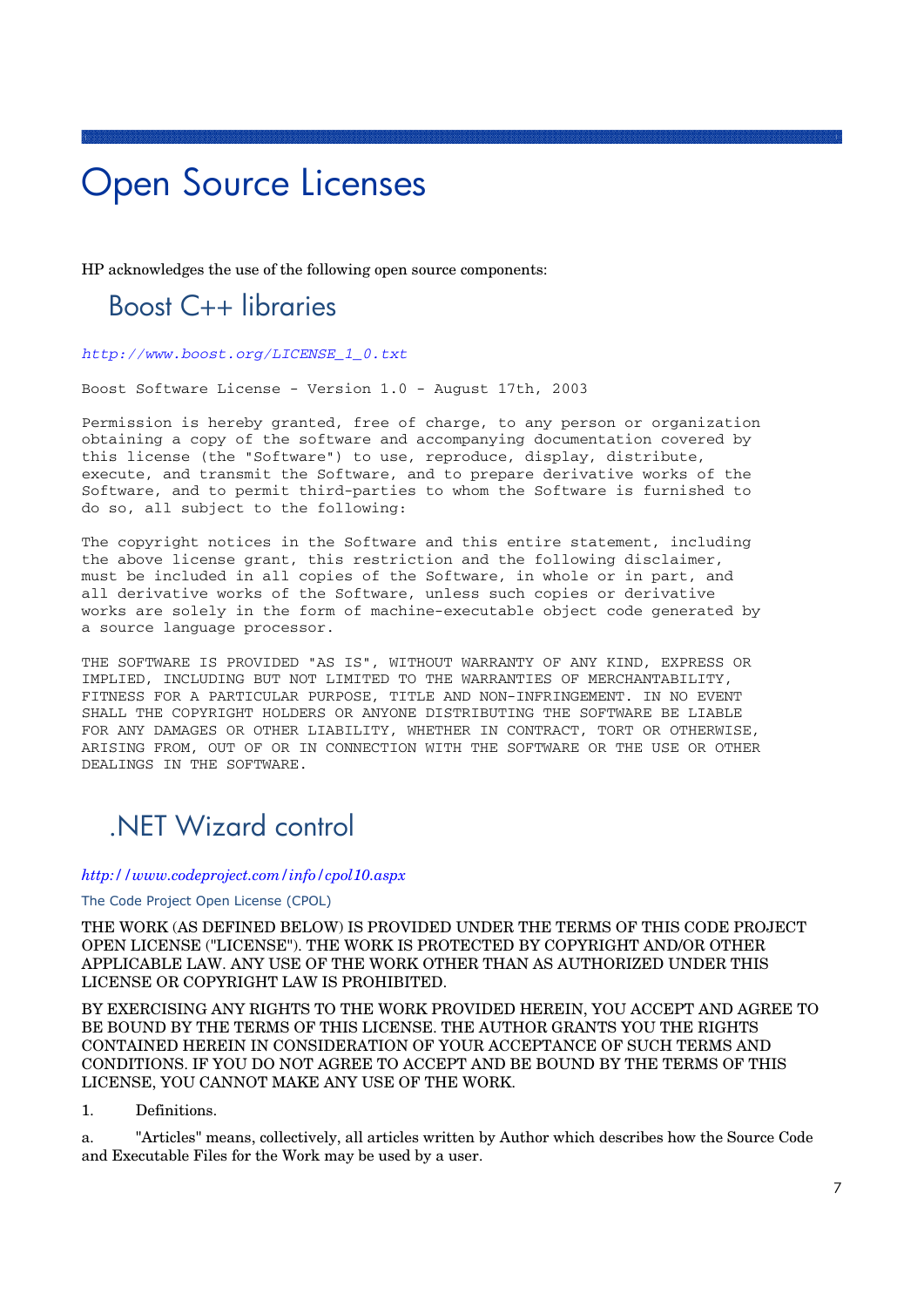# Open Source Licenses

HP acknowledges the use of the following open source components:

## Boost C++ libraries

*http://www.boost.org/LICENSE_1_0.txt*

```
Boost Software License - Version 1.0 - August 17th, 2003

Permission is hereby granted, free of charge, to any person or organization
obtaining a copy of the software and accompanying documentation covered by
this license (the "Software") to use, reproduce, display, distribute,
execute, and transmit the Software, and to prepare derivative works of the
Software, and to permit third-parties to whom the Software is furnished to
do so, all subject to the following:

The copyright notices in the Software and this entire statement, including
the above license grant, this restriction and the following disclaimer,
must be included in all copies of the Software, in whole or in part, and
all derivative works of the Software, unless such copies or derivative
works are solely in the form of machine-executable object code generated by
a source language processor.

THE SOFTWARE IS PROVIDED "AS IS", WITHOUT WARRANTY OF ANY KIND, EXPRESS OR
IMPLIED, INCLUDING BUT NOT LIMITED TO THE WARRANTIES OF MERCHANTABILITY,
FITNESS FOR A PARTICULAR PURPOSE, TITLE AND NON-INFRINGEMENT. IN NO EVENT
SHALL THE COPYRIGHT HOLDERS OR ANYONE DISTRIBUTING THE SOFTWARE BE LIABLE
FOR ANY DAMAGES OR OTHER LIABILITY, WHETHER IN CONTRACT, TORT OR OTHERWISE,
ARISING FROM, OUT OF OR IN CONNECTION WITH THE SOFTWARE OR THE USE OR OTHER
DEALINGS IN THE SOFTWARE.
```

## .NET Wizard control

*http://www.codeproject.com/info/cpol10.aspx*

The Code Project Open License (CPOL)

THE WORK (AS DEFINED BELOW) IS PROVIDED UNDER THE TERMS OF THIS CODE PROJECT OPEN LICENSE ("LICENSE"). THE WORK IS PROTECTED BY COPYRIGHT AND/OR OTHER APPLICABLE LAW. ANY USE OF THE WORK OTHER THAN AS AUTHORIZED UNDER THIS LICENSE OR COPYRIGHT LAW IS PROHIBITED.

BY EXERCISING ANY RIGHTS TO THE WORK PROVIDED HEREIN, YOU ACCEPT AND AGREE TO BE BOUND BY THE TERMS OF THIS LICENSE. THE AUTHOR GRANTS YOU THE RIGHTS CONTAINED HEREIN IN CONSIDERATION OF YOUR ACCEPTANCE OF SUCH TERMS AND CONDITIONS. IF YOU DO NOT AGREE TO ACCEPT AND BE BOUND BY THE TERMS OF THIS LICENSE, YOU CANNOT MAKE ANY USE OF THE WORK.

1. Definitions.

a. "Articles" means, collectively, all articles written by Author which describes how the Source Code and Executable Files for the Work may be used by a user.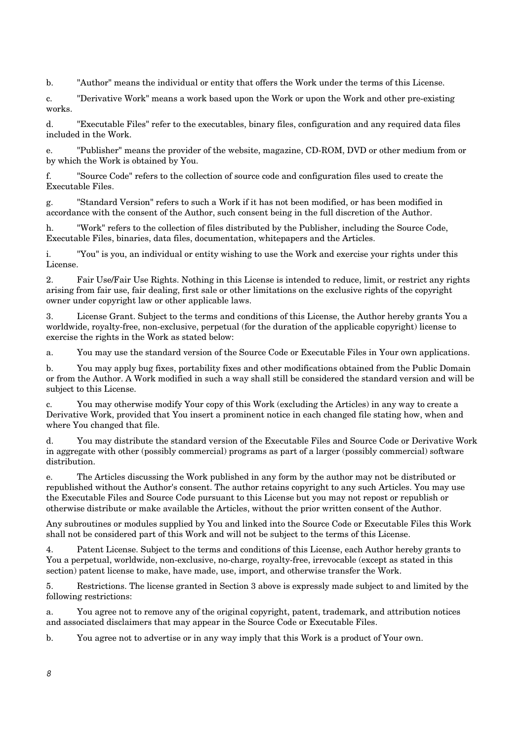b. "Author" means the individual or entity that offers the Work under the terms of this License.

c. "Derivative Work" means a work based upon the Work or upon the Work and other pre-existing works.

d. "Executable Files" refer to the executables, binary files, configuration and any required data files included in the Work.

e. "Publisher" means the provider of the website, magazine, CD-ROM, DVD or other medium from or by which the Work is obtained by You.

f. "Source Code" refers to the collection of source code and configuration files used to create the Executable Files.

g. "Standard Version" refers to such a Work if it has not been modified, or has been modified in accordance with the consent of the Author, such consent being in the full discretion of the Author.

h. "Work" refers to the collection of files distributed by the Publisher, including the Source Code, Executable Files, binaries, data files, documentation, whitepapers and the Articles.

i. "You" is you, an individual or entity wishing to use the Work and exercise your rights under this License.

2. Fair Use/Fair Use Rights. Nothing in this License is intended to reduce, limit, or restrict any rights arising from fair use, fair dealing, first sale or other limitations on the exclusive rights of the copyright owner under copyright law or other applicable laws.

3. License Grant. Subject to the terms and conditions of this License, the Author hereby grants You a worldwide, royalty-free, non-exclusive, perpetual (for the duration of the applicable copyright) license to exercise the rights in the Work as stated below:

a. You may use the standard version of the Source Code or Executable Files in Your own applications.

b. You may apply bug fixes, portability fixes and other modifications obtained from the Public Domain or from the Author. A Work modified in such a way shall still be considered the standard version and will be subject to this License.

c. You may otherwise modify Your copy of this Work (excluding the Articles) in any way to create a Derivative Work, provided that You insert a prominent notice in each changed file stating how, when and where You changed that file.

d. You may distribute the standard version of the Executable Files and Source Code or Derivative Work in aggregate with other (possibly commercial) programs as part of a larger (possibly commercial) software distribution.

e. The Articles discussing the Work published in any form by the author may not be distributed or republished without the Author's consent. The author retains copyright to any such Articles. You may use the Executable Files and Source Code pursuant to this License but you may not repost or republish or otherwise distribute or make available the Articles, without the prior written consent of the Author.

Any subroutines or modules supplied by You and linked into the Source Code or Executable Files this Work shall not be considered part of this Work and will not be subject to the terms of this License.

4. Patent License. Subject to the terms and conditions of this License, each Author hereby grants to You a perpetual, worldwide, non-exclusive, no-charge, royalty-free, irrevocable (except as stated in this section) patent license to make, have made, use, import, and otherwise transfer the Work.

5. Restrictions. The license granted in Section 3 above is expressly made subject to and limited by the following restrictions:

a. You agree not to remove any of the original copyright, patent, trademark, and attribution notices and associated disclaimers that may appear in the Source Code or Executable Files.

b. You agree not to advertise or in any way imply that this Work is a product of Your own.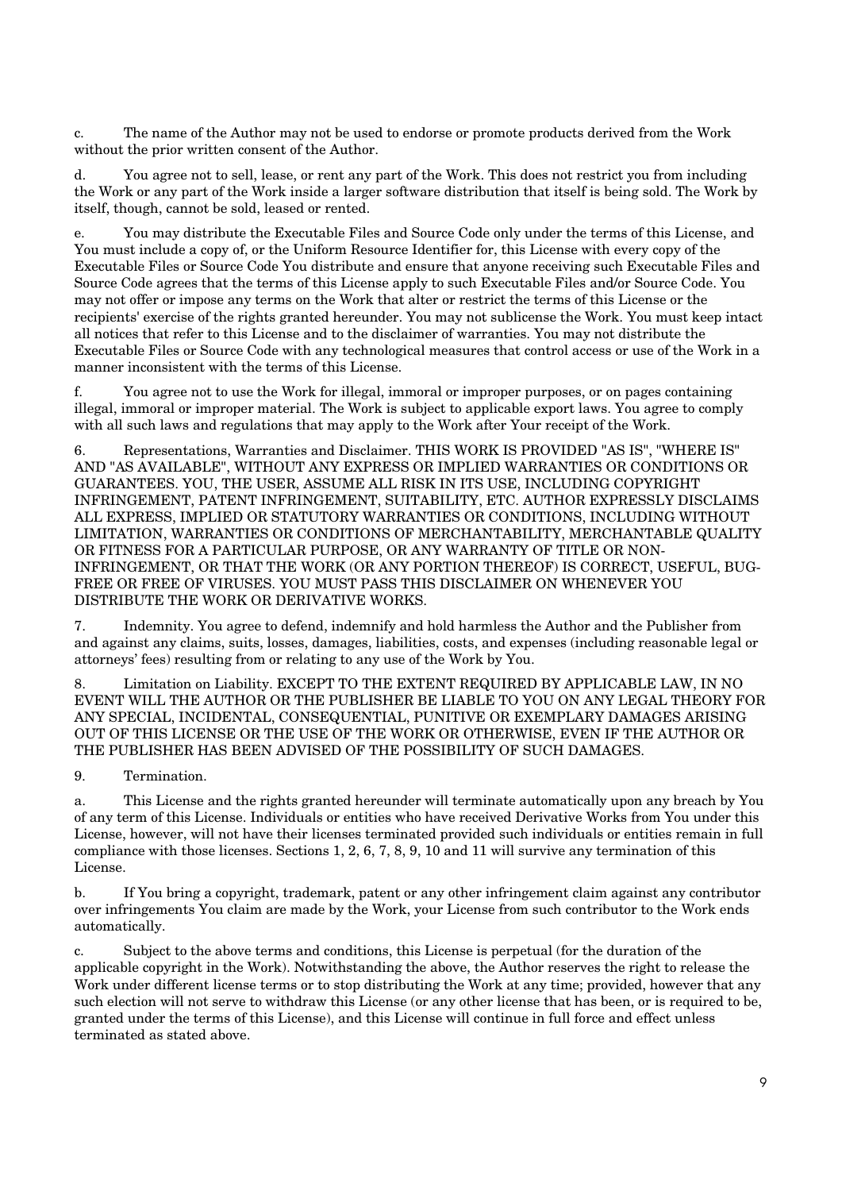c. The name of the Author may not be used to endorse or promote products derived from the Work without the prior written consent of the Author.

d. You agree not to sell, lease, or rent any part of the Work. This does not restrict you from including the Work or any part of the Work inside a larger software distribution that itself is being sold. The Work by itself, though, cannot be sold, leased or rented.

e. You may distribute the Executable Files and Source Code only under the terms of this License, and You must include a copy of, or the Uniform Resource Identifier for, this License with every copy of the Executable Files or Source Code You distribute and ensure that anyone receiving such Executable Files and Source Code agrees that the terms of this License apply to such Executable Files and/or Source Code. You may not offer or impose any terms on the Work that alter or restrict the terms of this License or the recipients' exercise of the rights granted hereunder. You may not sublicense the Work. You must keep intact all notices that refer to this License and to the disclaimer of warranties. You may not distribute the Executable Files or Source Code with any technological measures that control access or use of the Work in a manner inconsistent with the terms of this License.

f. You agree not to use the Work for illegal, immoral or improper purposes, or on pages containing illegal, immoral or improper material. The Work is subject to applicable export laws. You agree to comply with all such laws and regulations that may apply to the Work after Your receipt of the Work.

6. Representations, Warranties and Disclaimer. THIS WORK IS PROVIDED "AS IS", "WHERE IS" AND "AS AVAILABLE", WITHOUT ANY EXPRESS OR IMPLIED WARRANTIES OR CONDITIONS OR GUARANTEES. YOU, THE USER, ASSUME ALL RISK IN ITS USE, INCLUDING COPYRIGHT INFRINGEMENT, PATENT INFRINGEMENT, SUITABILITY, ETC. AUTHOR EXPRESSLY DISCLAIMS ALL EXPRESS, IMPLIED OR STATUTORY WARRANTIES OR CONDITIONS, INCLUDING WITHOUT LIMITATION, WARRANTIES OR CONDITIONS OF MERCHANTABILITY, MERCHANTABLE QUALITY OR FITNESS FOR A PARTICULAR PURPOSE, OR ANY WARRANTY OF TITLE OR NON-INFRINGEMENT, OR THAT THE WORK (OR ANY PORTION THEREOF) IS CORRECT, USEFUL, BUG-FREE OR FREE OF VIRUSES. YOU MUST PASS THIS DISCLAIMER ON WHENEVER YOU DISTRIBUTE THE WORK OR DERIVATIVE WORKS.

7. Indemnity. You agree to defend, indemnify and hold harmless the Author and the Publisher from and against any claims, suits, losses, damages, liabilities, costs, and expenses (including reasonable legal or attorneys' fees) resulting from or relating to any use of the Work by You.

8. Limitation on Liability. EXCEPT TO THE EXTENT REQUIRED BY APPLICABLE LAW, IN NO EVENT WILL THE AUTHOR OR THE PUBLISHER BE LIABLE TO YOU ON ANY LEGAL THEORY FOR ANY SPECIAL, INCIDENTAL, CONSEQUENTIAL, PUNITIVE OR EXEMPLARY DAMAGES ARISING OUT OF THIS LICENSE OR THE USE OF THE WORK OR OTHERWISE, EVEN IF THE AUTHOR OR THE PUBLISHER HAS BEEN ADVISED OF THE POSSIBILITY OF SUCH DAMAGES.

9. Termination.

a. This License and the rights granted hereunder will terminate automatically upon any breach by You of any term of this License. Individuals or entities who have received Derivative Works from You under this License, however, will not have their licenses terminated provided such individuals or entities remain in full compliance with those licenses. Sections 1, 2, 6, 7, 8, 9, 10 and 11 will survive any termination of this License.

b. If You bring a copyright, trademark, patent or any other infringement claim against any contributor over infringements You claim are made by the Work, your License from such contributor to the Work ends automatically.

c. Subject to the above terms and conditions, this License is perpetual (for the duration of the applicable copyright in the Work). Notwithstanding the above, the Author reserves the right to release the Work under different license terms or to stop distributing the Work at any time; provided, however that any such election will not serve to withdraw this License (or any other license that has been, or is required to be, granted under the terms of this License), and this License will continue in full force and effect unless terminated as stated above.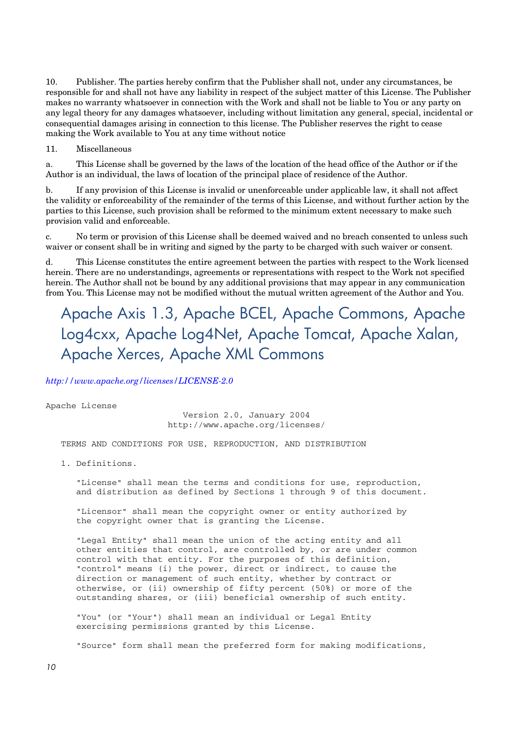10. Publisher. The parties hereby confirm that the Publisher shall not, under any circumstances, be responsible for and shall not have any liability in respect of the subject matter of this License. The Publisher makes no warranty whatsoever in connection with the Work and shall not be liable to You or any party on any legal theory for any damages whatsoever, including without limitation any general, special, incidental or consequential damages arising in connection to this license. The Publisher reserves the right to cease making the Work available to You at any time without notice

11. Miscellaneous

a. This License shall be governed by the laws of the location of the head office of the Author or if the Author is an individual, the laws of location of the principal place of residence of the Author.

b. If any provision of this License is invalid or unenforceable under applicable law, it shall not affect the validity or enforceability of the remainder of the terms of this License, and without further action by the parties to this License, such provision shall be reformed to the minimum extent necessary to make such provision valid and enforceable.

c. No term or provision of this License shall be deemed waived and no breach consented to unless such waiver or consent shall be in writing and signed by the party to be charged with such waiver or consent.

d. This License constitutes the entire agreement between the parties with respect to the Work licensed herein. There are no understandings, agreements or representations with respect to the Work not specified herein. The Author shall not be bound by any additional provisions that may appear in any communication from You. This License may not be modified without the mutual written agreement of the Author and You.

# Apache Axis 1.3, Apache BCEL, Apache Commons, Apache Log4cxx, Apache Log4Net, Apache Tomcat, Apache Xalan, Apache Xerces, Apache XML Commons

*http://www.apache.org/licenses/LICENSE-2.0*

```
Apache License
                           Version 2.0, January 2004
                        http://www.apache.org/licenses/

   TERMS AND CONDITIONS FOR USE, REPRODUCTION, AND DISTRIBUTION

   1. Definitions.

      "License" shall mean the terms and conditions for use, reproduction,
      and distribution as defined by Sections 1 through 9 of this document.

      "Licensor" shall mean the copyright owner or entity authorized by
      the copyright owner that is granting the License.

      "Legal Entity" shall mean the union of the acting entity and all
      other entities that control, are controlled by, or are under common
      control with that entity. For the purposes of this definition,
      "control" means (i) the power, direct or indirect, to cause the
      direction or management of such entity, whether by contract or
      otherwise, or (ii) ownership of fifty percent (50%) or more of the
      outstanding shares, or (iii) beneficial ownership of such entity.

      "You" (or "Your") shall mean an individual or Legal Entity
      exercising permissions granted by this License.

      "Source" form shall mean the preferred form for making modifications,
```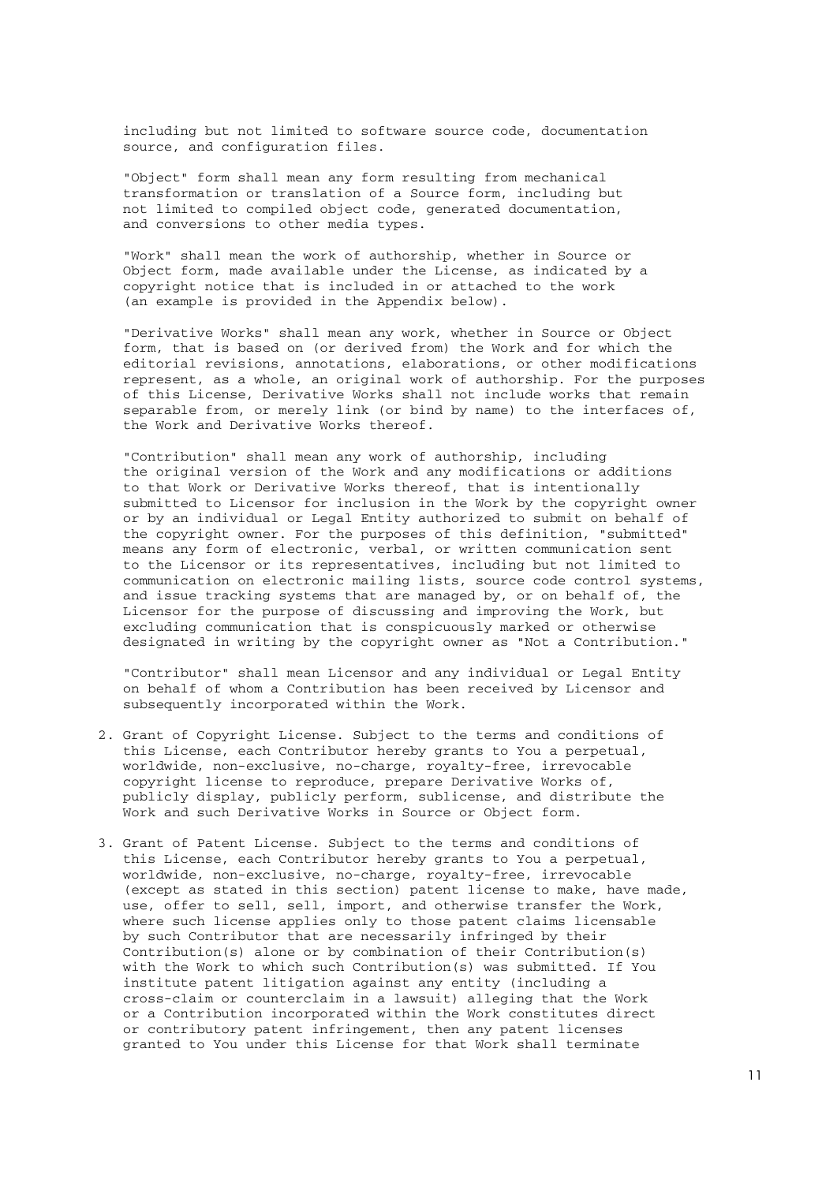including but not limited to software source code, documentation source, and configuration files.

"Object" form shall mean any form resulting from mechanical transformation or translation of a Source form, including but not limited to compiled object code, generated documentation, and conversions to other media types.

"Work" shall mean the work of authorship, whether in Source or Object form, made available under the License, as indicated by a copyright notice that is included in or attached to the work (an example is provided in the Appendix below).

"Derivative Works" shall mean any work, whether in Source or Object form, that is based on (or derived from) the Work and for which the editorial revisions, annotations, elaborations, or other modifications represent, as a whole, an original work of authorship. For the purposes of this License, Derivative Works shall not include works that remain separable from, or merely link (or bind by name) to the interfaces of, the Work and Derivative Works thereof.

"Contribution" shall mean any work of authorship, including the original version of the Work and any modifications or additions to that Work or Derivative Works thereof, that is intentionally submitted to Licensor for inclusion in the Work by the copyright owner or by an individual or Legal Entity authorized to submit on behalf of the copyright owner. For the purposes of this definition, "submitted" means any form of electronic, verbal, or written communication sent to the Licensor or its representatives, including but not limited to communication on electronic mailing lists, source code control systems, and issue tracking systems that are managed by, or on behalf of, the Licensor for the purpose of discussing and improving the Work, but excluding communication that is conspicuously marked or otherwise designated in writing by the copyright owner as "Not a Contribution."

"Contributor" shall mean Licensor and any individual or Legal Entity on behalf of whom a Contribution has been received by Licensor and subsequently incorporated within the Work.

2. Grant of Copyright License. Subject to the terms and conditions of this License, each Contributor hereby grants to You a perpetual, worldwide, non-exclusive, no-charge, royalty-free, irrevocable copyright license to reproduce, prepare Derivative Works of, publicly display, publicly perform, sublicense, and distribute the Work and such Derivative Works in Source or Object form.

3. Grant of Patent License. Subject to the terms and conditions of this License, each Contributor hereby grants to You a perpetual, worldwide, non-exclusive, no-charge, royalty-free, irrevocable (except as stated in this section) patent license to make, have made, use, offer to sell, sell, import, and otherwise transfer the Work, where such license applies only to those patent claims licensable by such Contributor that are necessarily infringed by their Contribution(s) alone or by combination of their Contribution(s) with the Work to which such Contribution(s) was submitted. If You institute patent litigation against any entity (including a cross-claim or counterclaim in a lawsuit) alleging that the Work or a Contribution incorporated within the Work constitutes direct or contributory patent infringement, then any patent licenses granted to You under this License for that Work shall terminate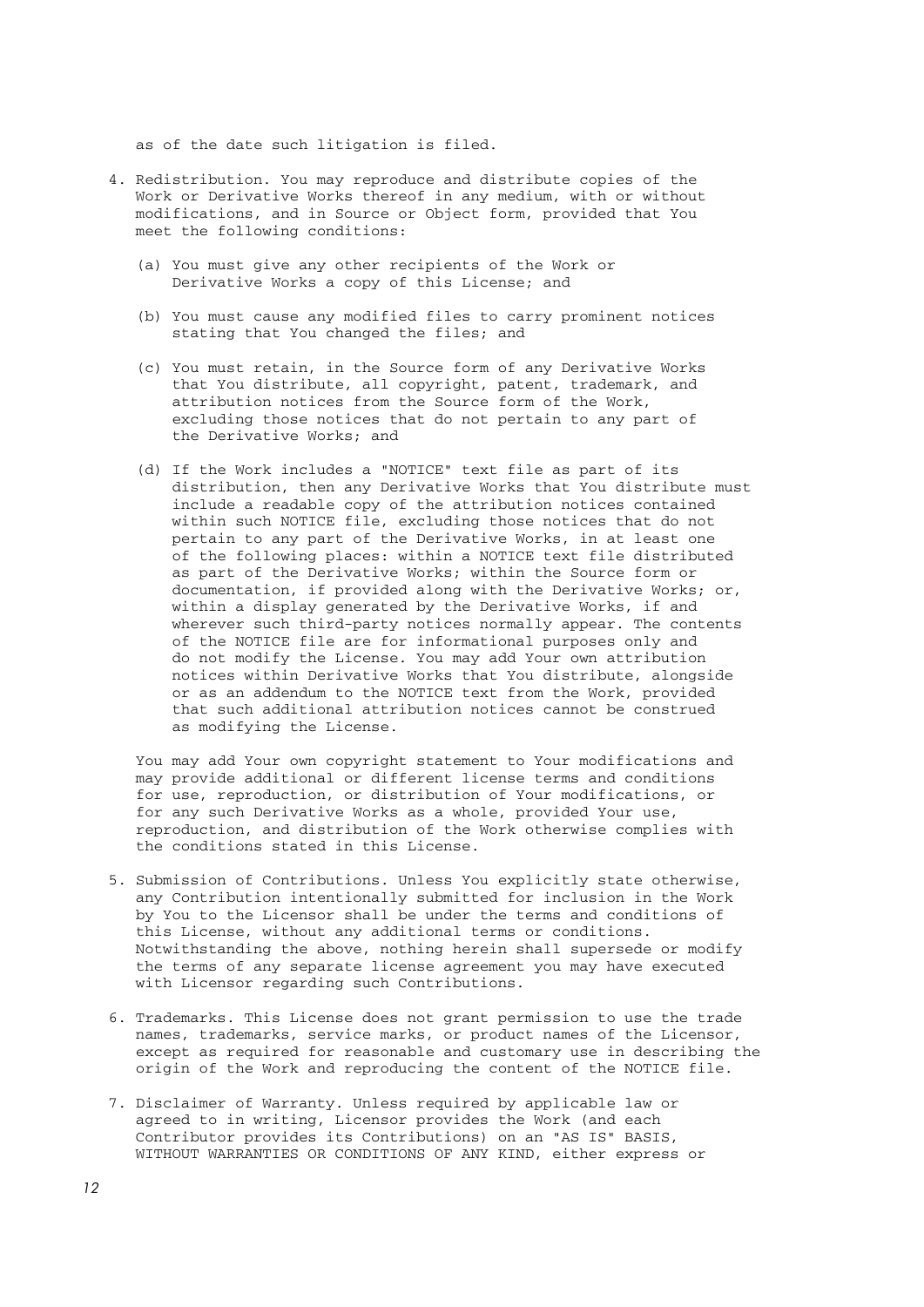as of the date such litigation is filed.

4. Redistribution. You may reproduce and distribute copies of the Work or Derivative Works thereof in any medium, with or without modifications, and in Source or Object form, provided that You meet the following conditions:

   (a) You must give any other recipients of the Work or Derivative Works a copy of this License; and

   (b) You must cause any modified files to carry prominent notices stating that You changed the files; and

   (c) You must retain, in the Source form of any Derivative Works that You distribute, all copyright, patent, trademark, and attribution notices from the Source form of the Work, excluding those notices that do not pertain to any part of the Derivative Works; and

   (d) If the Work includes a "NOTICE" text file as part of its distribution, then any Derivative Works that You distribute must include a readable copy of the attribution notices contained within such NOTICE file, excluding those notices that do not pertain to any part of the Derivative Works, in at least one of the following places: within a NOTICE text file distributed as part of the Derivative Works; within the Source form or documentation, if provided along with the Derivative Works; or, within a display generated by the Derivative Works, if and wherever such third-party notices normally appear. The contents of the NOTICE file are for informational purposes only and do not modify the License. You may add Your own attribution notices within Derivative Works that You distribute, alongside or as an addendum to the NOTICE text from the Work, provided that such additional attribution notices cannot be construed as modifying the License.

   You may add Your own copyright statement to Your modifications and may provide additional or different license terms and conditions for use, reproduction, or distribution of Your modifications, or for any such Derivative Works as a whole, provided Your use, reproduction, and distribution of the Work otherwise complies with the conditions stated in this License.

5. Submission of Contributions. Unless You explicitly state otherwise, any Contribution intentionally submitted for inclusion in the Work by You to the Licensor shall be under the terms and conditions of this License, without any additional terms or conditions. Notwithstanding the above, nothing herein shall supersede or modify the terms of any separate license agreement you may have executed with Licensor regarding such Contributions.

6. Trademarks. This License does not grant permission to use the trade names, trademarks, service marks, or product names of the Licensor, except as required for reasonable and customary use in describing the origin of the Work and reproducing the content of the NOTICE file.

7. Disclaimer of Warranty. Unless required by applicable law or agreed to in writing, Licensor provides the Work (and each Contributor provides its Contributions) on an "AS IS" BASIS, WITHOUT WARRANTIES OR CONDITIONS OF ANY KIND, either express or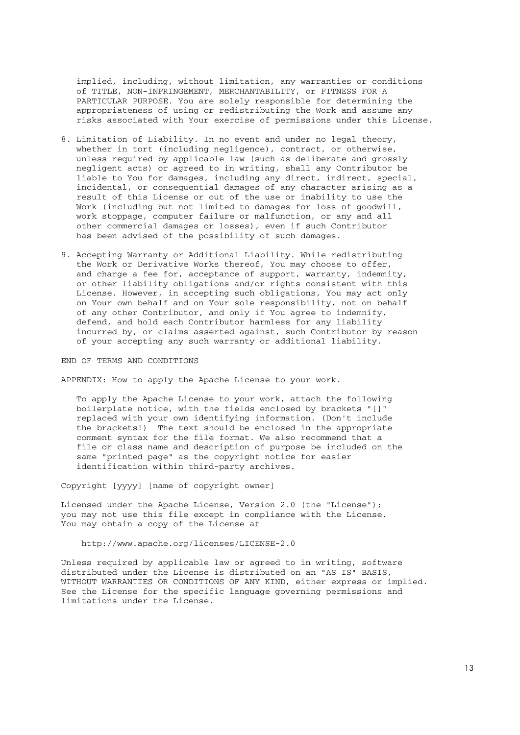implied, including, without limitation, any warranties or conditions of TITLE, NON-INFRINGEMENT, MERCHANTABILITY, or FITNESS FOR A PARTICULAR PURPOSE. You are solely responsible for determining the appropriateness of using or redistributing the Work and assume any risks associated with Your exercise of permissions under this License.

8. Limitation of Liability. In no event and under no legal theory, whether in tort (including negligence), contract, or otherwise, unless required by applicable law (such as deliberate and grossly negligent acts) or agreed to in writing, shall any Contributor be liable to You for damages, including any direct, indirect, special, incidental, or consequential damages of any character arising as a result of this License or out of the use or inability to use the Work (including but not limited to damages for loss of goodwill, work stoppage, computer failure or malfunction, or any and all other commercial damages or losses), even if such Contributor has been advised of the possibility of such damages.

9. Accepting Warranty or Additional Liability. While redistributing the Work or Derivative Works thereof, You may choose to offer, and charge a fee for, acceptance of support, warranty, indemnity, or other liability obligations and/or rights consistent with this License. However, in accepting such obligations, You may act only on Your own behalf and on Your sole responsibility, not on behalf of any other Contributor, and only if You agree to indemnify, defend, and hold each Contributor harmless for any liability incurred by, or claims asserted against, such Contributor by reason of your accepting any such warranty or additional liability.

END OF TERMS AND CONDITIONS

APPENDIX: How to apply the Apache License to your work.

To apply the Apache License to your work, attach the following boilerplate notice, with the fields enclosed by brackets "[]" replaced with your own identifying information. (Don't include the brackets!) The text should be enclosed in the appropriate comment syntax for the file format. We also recommend that a file or class name and description of purpose be included on the same "printed page" as the copyright notice for easier identification within third-party archives.

```
Copyright [yyyy] [name of copyright owner]

Licensed under the Apache License, Version 2.0 (the "License");
you may not use this file except in compliance with the License.
You may obtain a copy of the License at

    http://www.apache.org/licenses/LICENSE-2.0

Unless required by applicable law or agreed to in writing, software
distributed under the License is distributed on an "AS IS" BASIS,
WITHOUT WARRANTIES OR CONDITIONS OF ANY KIND, either express or implied.
See the License for the specific language governing permissions and
limitations under the License.
```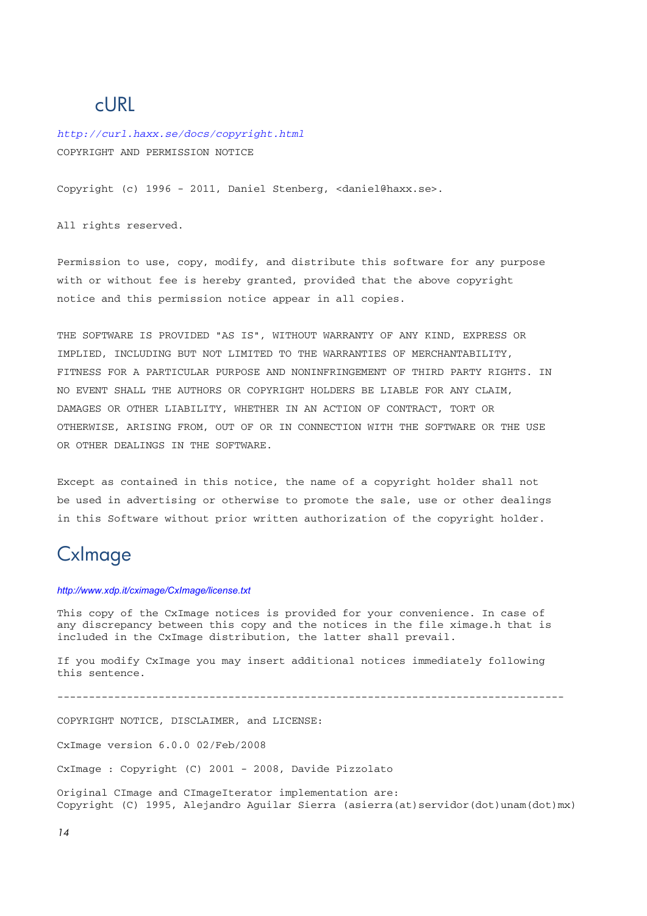## cURL

*http://curl.haxx.se/docs/copyright.html*

COPYRIGHT AND PERMISSION NOTICE

Copyright (c) 1996 - 2011, Daniel Stenberg, <daniel@haxx.se>.

All rights reserved.

Permission to use, copy, modify, and distribute this software for any purpose with or without fee is hereby granted, provided that the above copyright notice and this permission notice appear in all copies.

THE SOFTWARE IS PROVIDED "AS IS", WITHOUT WARRANTY OF ANY KIND, EXPRESS OR IMPLIED, INCLUDING BUT NOT LIMITED TO THE WARRANTIES OF MERCHANTABILITY, FITNESS FOR A PARTICULAR PURPOSE AND NONINFRINGEMENT OF THIRD PARTY RIGHTS. IN NO EVENT SHALL THE AUTHORS OR COPYRIGHT HOLDERS BE LIABLE FOR ANY CLAIM, DAMAGES OR OTHER LIABILITY, WHETHER IN AN ACTION OF CONTRACT, TORT OR OTHERWISE, ARISING FROM, OUT OF OR IN CONNECTION WITH THE SOFTWARE OR THE USE OR OTHER DEALINGS IN THE SOFTWARE.

Except as contained in this notice, the name of a copyright holder shall not be used in advertising or otherwise to promote the sale, use or other dealings in this Software without prior written authorization of the copyright holder.

## CxImage

*http://www.xdp.it/cximage/CxImage/license.txt*

This copy of the CxImage notices is provided for your convenience. In case of any discrepancy between this copy and the notices in the file ximage.h that is included in the CxImage distribution, the latter shall prevail.

If you modify CxImage you may insert additional notices immediately following this sentence.

--------------------------------------------------------------------------------

COPYRIGHT NOTICE, DISCLAIMER, and LICENSE:

CxImage version 6.0.0 02/Feb/2008

CxImage : Copyright (C) 2001 - 2008, Davide Pizzolato

Original CImage and CImageIterator implementation are:
Copyright (C) 1995, Alejandro Aguilar Sierra (asierra(at)servidor(dot)unam(dot)mx)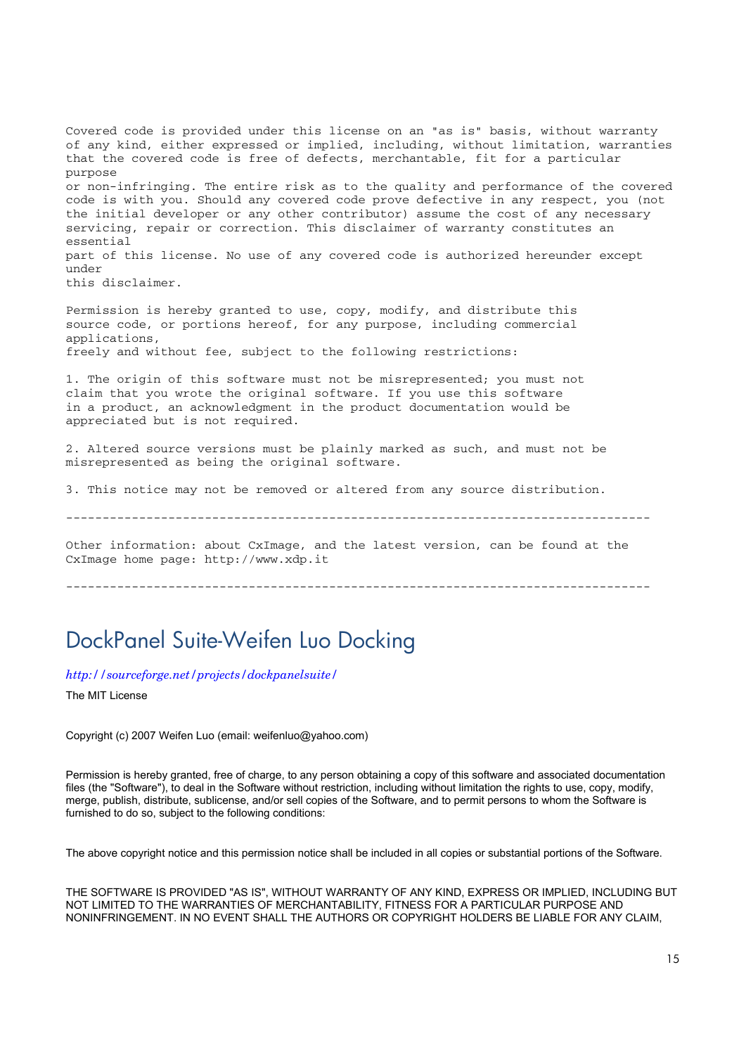```
Covered code is provided under this license on an "as is" basis, without warranty
of any kind, either expressed or implied, including, without limitation, warranties
that the covered code is free of defects, merchantable, fit for a particular
purpose
or non-infringing. The entire risk as to the quality and performance of the covered
code is with you. Should any covered code prove defective in any respect, you (not
the initial developer or any other contributor) assume the cost of any necessary
servicing, repair or correction. This disclaimer of warranty constitutes an
essential
part of this license. No use of any covered code is authorized hereunder except
under
this disclaimer.

Permission is hereby granted to use, copy, modify, and distribute this
source code, or portions hereof, for any purpose, including commercial
applications,
freely and without fee, subject to the following restrictions:

1. The origin of this software must not be misrepresented; you must not
claim that you wrote the original software. If you use this software
in a product, an acknowledgment in the product documentation would be
appreciated but is not required.

2. Altered source versions must be plainly marked as such, and must not be
misrepresented as being the original software.

3. This notice may not be removed or altered from any source distribution.

--------------------------------------------------------------------------------

Other information: about CxImage, and the latest version, can be found at the
CxImage home page: http://www.xdp.it

--------------------------------------------------------------------------------
```

# DockPanel Suite-Weifen Luo Docking

*http://sourceforge.net/projects/dockpanelsuite/*

The MIT License

Copyright (c) 2007 Weifen Luo (email: weifenluo@yahoo.com)

Permission is hereby granted, free of charge, to any person obtaining a copy of this software and associated documentation files (the "Software"), to deal in the Software without restriction, including without limitation the rights to use, copy, modify, merge, publish, distribute, sublicense, and/or sell copies of the Software, and to permit persons to whom the Software is furnished to do so, subject to the following conditions:

The above copyright notice and this permission notice shall be included in all copies or substantial portions of the Software.

THE SOFTWARE IS PROVIDED "AS IS", WITHOUT WARRANTY OF ANY KIND, EXPRESS OR IMPLIED, INCLUDING BUT NOT LIMITED TO THE WARRANTIES OF MERCHANTABILITY, FITNESS FOR A PARTICULAR PURPOSE AND NONINFRINGEMENT. IN NO EVENT SHALL THE AUTHORS OR COPYRIGHT HOLDERS BE LIABLE FOR ANY CLAIM,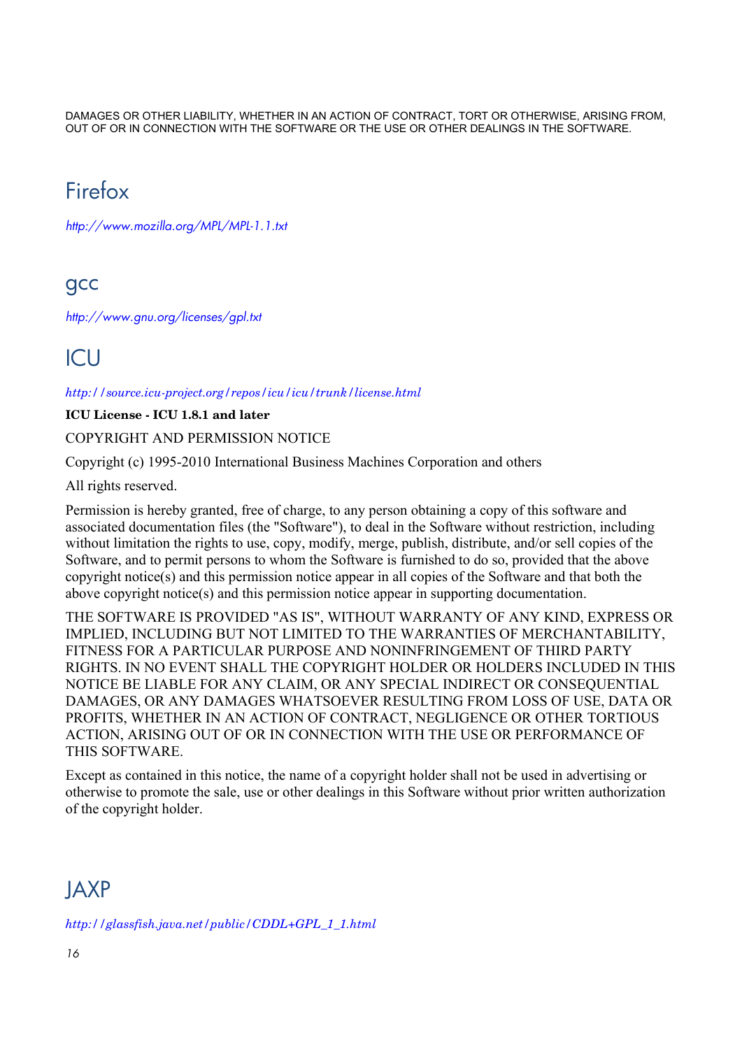DAMAGES OR OTHER LIABILITY, WHETHER IN AN ACTION OF CONTRACT, TORT OR OTHERWISE, ARISING FROM, OUT OF OR IN CONNECTION WITH THE SOFTWARE OR THE USE OR OTHER DEALINGS IN THE SOFTWARE.

# Firefox

*http://www.mozilla.org/MPL/MPL-1.1.txt*

# gcc

*http://www.gnu.org/licenses/gpl.txt*

# ICU

*http://source.icu-project.org/repos/icu/icu/trunk/license.html*

**ICU License - ICU 1.8.1 and later**

COPYRIGHT AND PERMISSION NOTICE

Copyright (c) 1995-2010 International Business Machines Corporation and others

All rights reserved.

Permission is hereby granted, free of charge, to any person obtaining a copy of this software and associated documentation files (the "Software"), to deal in the Software without restriction, including without limitation the rights to use, copy, modify, merge, publish, distribute, and/or sell copies of the Software, and to permit persons to whom the Software is furnished to do so, provided that the above copyright notice(s) and this permission notice appear in all copies of the Software and that both the above copyright notice(s) and this permission notice appear in supporting documentation.

THE SOFTWARE IS PROVIDED "AS IS", WITHOUT WARRANTY OF ANY KIND, EXPRESS OR IMPLIED, INCLUDING BUT NOT LIMITED TO THE WARRANTIES OF MERCHANTABILITY, FITNESS FOR A PARTICULAR PURPOSE AND NONINFRINGEMENT OF THIRD PARTY RIGHTS. IN NO EVENT SHALL THE COPYRIGHT HOLDER OR HOLDERS INCLUDED IN THIS NOTICE BE LIABLE FOR ANY CLAIM, OR ANY SPECIAL INDIRECT OR CONSEQUENTIAL DAMAGES, OR ANY DAMAGES WHATSOEVER RESULTING FROM LOSS OF USE, DATA OR PROFITS, WHETHER IN AN ACTION OF CONTRACT, NEGLIGENCE OR OTHER TORTIOUS ACTION, ARISING OUT OF OR IN CONNECTION WITH THE USE OR PERFORMANCE OF THIS SOFTWARE.

Except as contained in this notice, the name of a copyright holder shall not be used in advertising or otherwise to promote the sale, use or other dealings in this Software without prior written authorization of the copyright holder.

# JAXP

*http://glassfish.java.net/public/CDDL+GPL_1_1.html*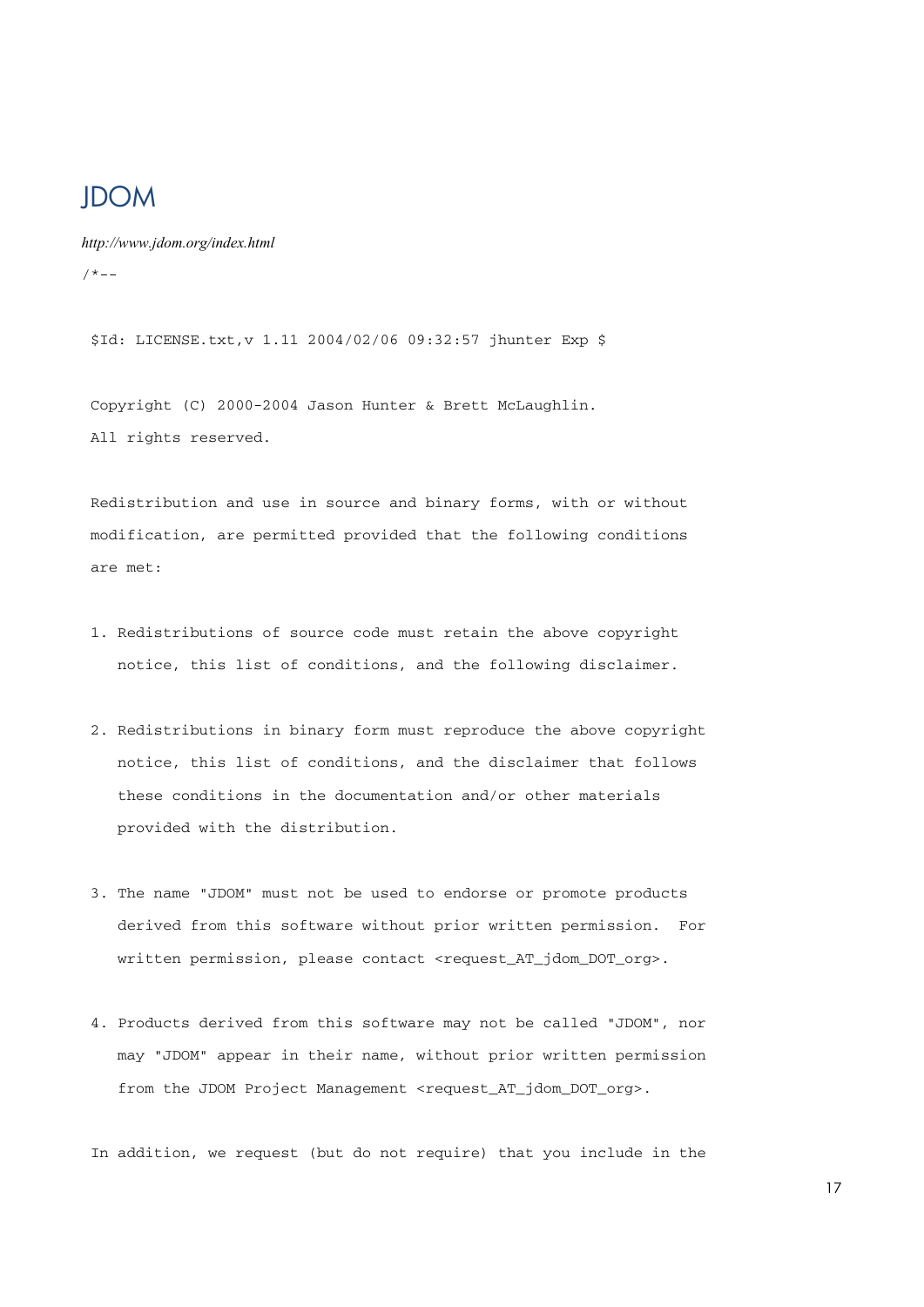# JDOM

*http://www.jdom.org/index.html*

```
/*--

 $Id: LICENSE.txt,v 1.11 2004/02/06 09:32:57 jhunter Exp $

 Copyright (C) 2000-2004 Jason Hunter & Brett McLaughlin.
 All rights reserved.

 Redistribution and use in source and binary forms, with or without
 modification, are permitted provided that the following conditions
 are met:

 1. Redistributions of source code must retain the above copyright
    notice, this list of conditions, and the following disclaimer.

 2. Redistributions in binary form must reproduce the above copyright
    notice, this list of conditions, and the disclaimer that follows
    these conditions in the documentation and/or other materials
    provided with the distribution.

 3. The name "JDOM" must not be used to endorse or promote products
    derived from this software without prior written permission.  For
    written permission, please contact <request_AT_jdom_DOT_org>.

 4. Products derived from this software may not be called "JDOM", nor
    may "JDOM" appear in their name, without prior written permission
    from the JDOM Project Management <request_AT_jdom_DOT_org>.

 In addition, we request (but do not require) that you include in the
```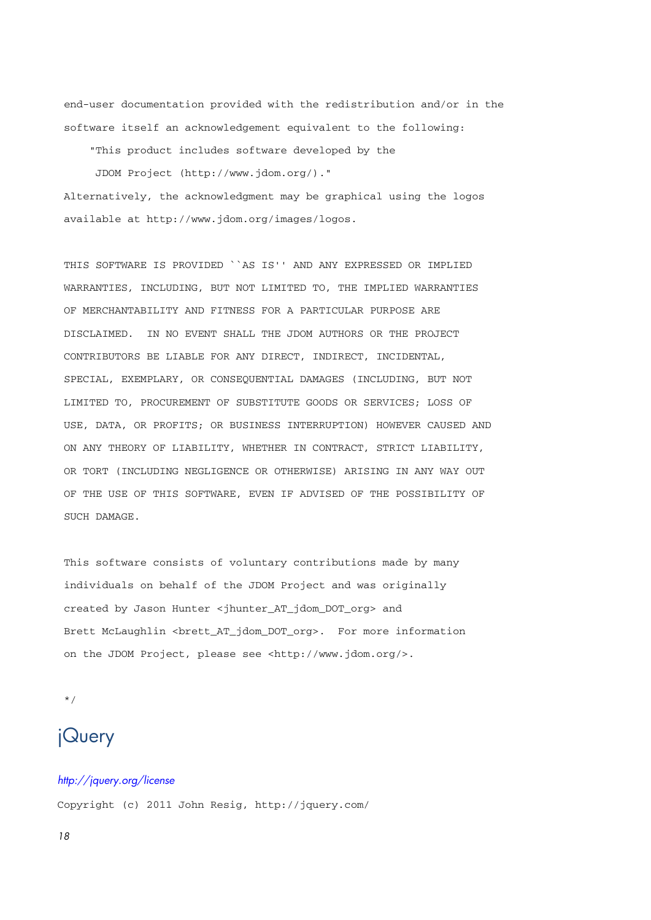```
end-user documentation provided with the redistribution and/or in the
software itself an acknowledgement equivalent to the following:
    "This product includes software developed by the
     JDOM Project (http://www.jdom.org/)."
Alternatively, the acknowledgment may be graphical using the logos
available at http://www.jdom.org/images/logos.

THIS SOFTWARE IS PROVIDED ``AS IS'' AND ANY EXPRESSED OR IMPLIED
WARRANTIES, INCLUDING, BUT NOT LIMITED TO, THE IMPLIED WARRANTIES
OF MERCHANTABILITY AND FITNESS FOR A PARTICULAR PURPOSE ARE
DISCLAIMED.  IN NO EVENT SHALL THE JDOM AUTHORS OR THE PROJECT
CONTRIBUTORS BE LIABLE FOR ANY DIRECT, INDIRECT, INCIDENTAL,
SPECIAL, EXEMPLARY, OR CONSEQUENTIAL DAMAGES (INCLUDING, BUT NOT
LIMITED TO, PROCUREMENT OF SUBSTITUTE GOODS OR SERVICES; LOSS OF
USE, DATA, OR PROFITS; OR BUSINESS INTERRUPTION) HOWEVER CAUSED AND
ON ANY THEORY OF LIABILITY, WHETHER IN CONTRACT, STRICT LIABILITY,
OR TORT (INCLUDING NEGLIGENCE OR OTHERWISE) ARISING IN ANY WAY OUT
OF THE USE OF THIS SOFTWARE, EVEN IF ADVISED OF THE POSSIBILITY OF
SUCH DAMAGE.

This software consists of voluntary contributions made by many
individuals on behalf of the JDOM Project and was originally
created by Jason Hunter <jhunter_AT_jdom_DOT_org> and
Brett McLaughlin <brett_AT_jdom_DOT_org>.  For more information
on the JDOM Project, please see <http://www.jdom.org/>.

*/
```

## jQuery

*http://jquery.org/license*

Copyright (c) 2011 John Resig, http://jquery.com/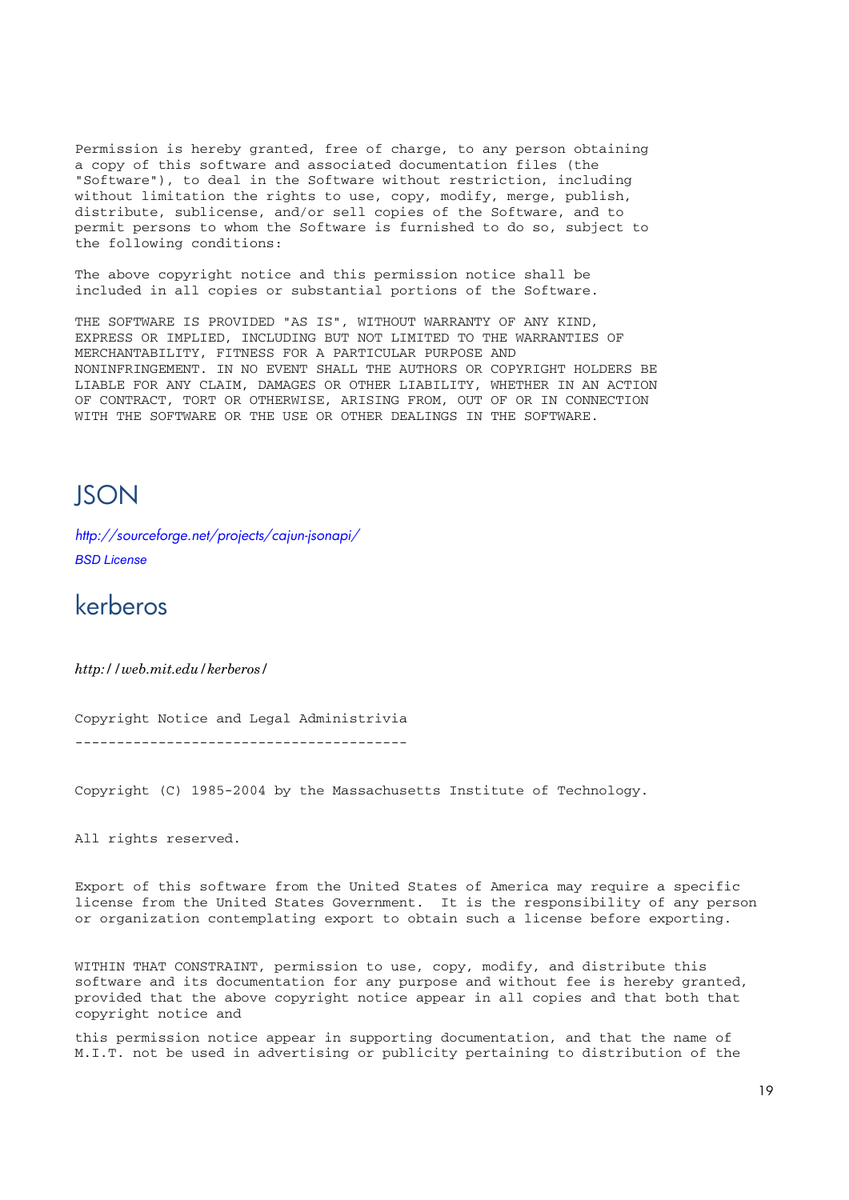```
Permission is hereby granted, free of charge, to any person obtaining
a copy of this software and associated documentation files (the
"Software"), to deal in the Software without restriction, including
without limitation the rights to use, copy, modify, merge, publish,
distribute, sublicense, and/or sell copies of the Software, and to
permit persons to whom the Software is furnished to do so, subject to
the following conditions:

The above copyright notice and this permission notice shall be
included in all copies or substantial portions of the Software.

THE SOFTWARE IS PROVIDED "AS IS", WITHOUT WARRANTY OF ANY KIND,
EXPRESS OR IMPLIED, INCLUDING BUT NOT LIMITED TO THE WARRANTIES OF
MERCHANTABILITY, FITNESS FOR A PARTICULAR PURPOSE AND
NONINFRINGEMENT. IN NO EVENT SHALL THE AUTHORS OR COPYRIGHT HOLDERS BE
LIABLE FOR ANY CLAIM, DAMAGES OR OTHER LIABILITY, WHETHER IN AN ACTION
OF CONTRACT, TORT OR OTHERWISE, ARISING FROM, OUT OF OR IN CONNECTION
WITH THE SOFTWARE OR THE USE OR OTHER DEALINGS IN THE SOFTWARE.
```

# JSON

*http://sourceforge.net/projects/cajun-jsonapi/*

*BSD License*

# kerberos

*http://web.mit.edu/kerberos/*

```
Copyright Notice and Legal Administrivia
----------------------------------------

Copyright (C) 1985-2004 by the Massachusetts Institute of Technology.

All rights reserved.

Export of this software from the United States of America may require a specific
license from the United States Government.  It is the responsibility of any person
or organization contemplating export to obtain such a license before exporting.

WITHIN THAT CONSTRAINT, permission to use, copy, modify, and distribute this
software and its documentation for any purpose and without fee is hereby granted,
provided that the above copyright notice appear in all copies and that both that
copyright notice and

this permission notice appear in supporting documentation, and that the name of
M.I.T. not be used in advertising or publicity pertaining to distribution of the
```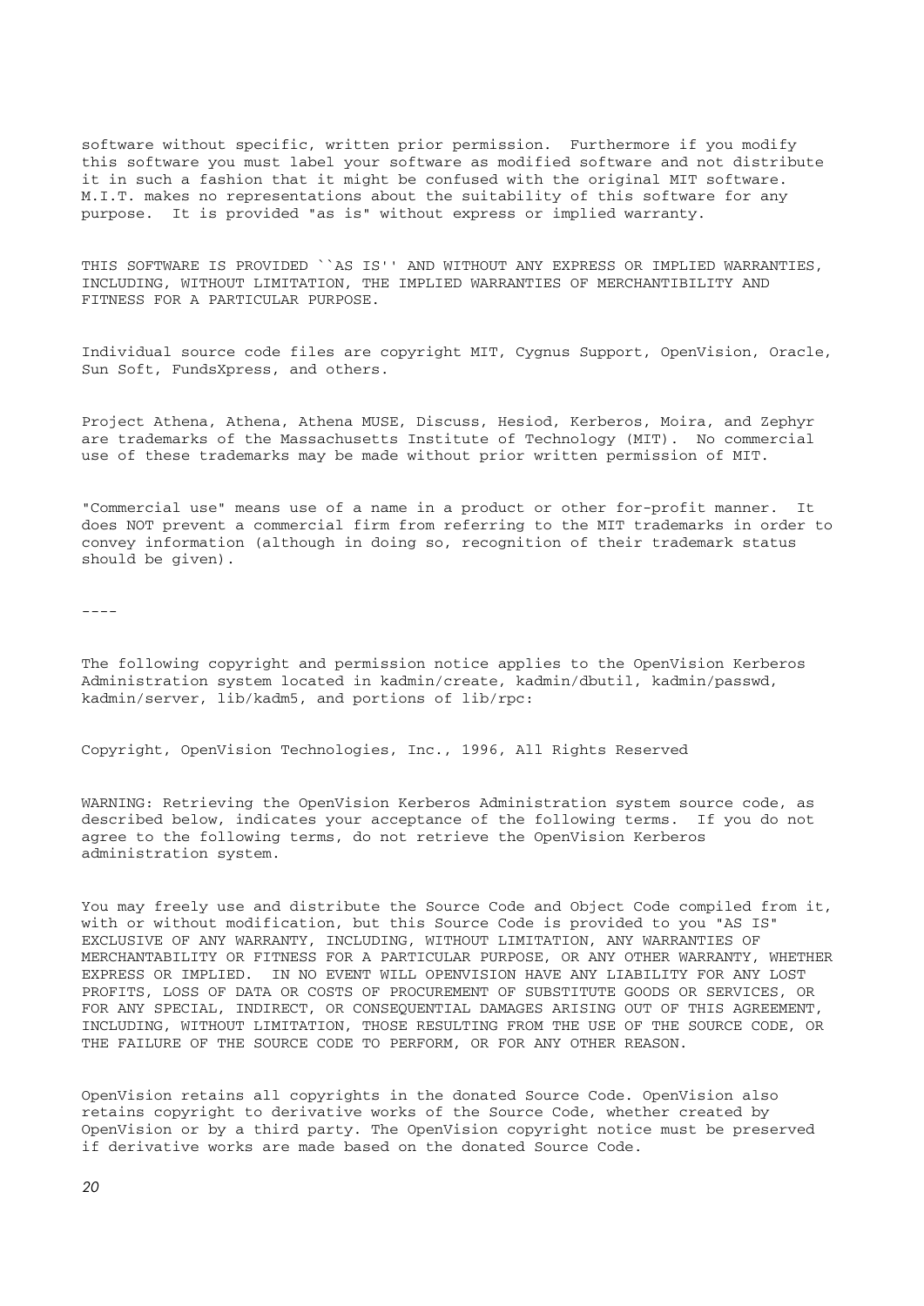software without specific, written prior permission. Furthermore if you modify this software you must label your software as modified software and not distribute it in such a fashion that it might be confused with the original MIT software. M.I.T. makes no representations about the suitability of this software for any purpose. It is provided "as is" without express or implied warranty.

THIS SOFTWARE IS PROVIDED ``AS IS'' AND WITHOUT ANY EXPRESS OR IMPLIED WARRANTIES, INCLUDING, WITHOUT LIMITATION, THE IMPLIED WARRANTIES OF MERCHANTIBILITY AND FITNESS FOR A PARTICULAR PURPOSE.

Individual source code files are copyright MIT, Cygnus Support, OpenVision, Oracle, Sun Soft, FundsXpress, and others.

Project Athena, Athena, Athena MUSE, Discuss, Hesiod, Kerberos, Moira, and Zephyr are trademarks of the Massachusetts Institute of Technology (MIT). No commercial use of these trademarks may be made without prior written permission of MIT.

"Commercial use" means use of a name in a product or other for-profit manner. It does NOT prevent a commercial firm from referring to the MIT trademarks in order to convey information (although in doing so, recognition of their trademark status should be given).

----

The following copyright and permission notice applies to the OpenVision Kerberos Administration system located in kadmin/create, kadmin/dbutil, kadmin/passwd, kadmin/server, lib/kadm5, and portions of lib/rpc:

Copyright, OpenVision Technologies, Inc., 1996, All Rights Reserved

WARNING: Retrieving the OpenVision Kerberos Administration system source code, as described below, indicates your acceptance of the following terms. If you do not agree to the following terms, do not retrieve the OpenVision Kerberos administration system.

You may freely use and distribute the Source Code and Object Code compiled from it, with or without modification, but this Source Code is provided to you "AS IS" EXCLUSIVE OF ANY WARRANTY, INCLUDING, WITHOUT LIMITATION, ANY WARRANTIES OF MERCHANTABILITY OR FITNESS FOR A PARTICULAR PURPOSE, OR ANY OTHER WARRANTY, WHETHER EXPRESS OR IMPLIED. IN NO EVENT WILL OPENVISION HAVE ANY LIABILITY FOR ANY LOST PROFITS, LOSS OF DATA OR COSTS OF PROCUREMENT OF SUBSTITUTE GOODS OR SERVICES, OR FOR ANY SPECIAL, INDIRECT, OR CONSEQUENTIAL DAMAGES ARISING OUT OF THIS AGREEMENT, INCLUDING, WITHOUT LIMITATION, THOSE RESULTING FROM THE USE OF THE SOURCE CODE, OR THE FAILURE OF THE SOURCE CODE TO PERFORM, OR FOR ANY OTHER REASON.

OpenVision retains all copyrights in the donated Source Code. OpenVision also retains copyright to derivative works of the Source Code, whether created by OpenVision or by a third party. The OpenVision copyright notice must be preserved if derivative works are made based on the donated Source Code.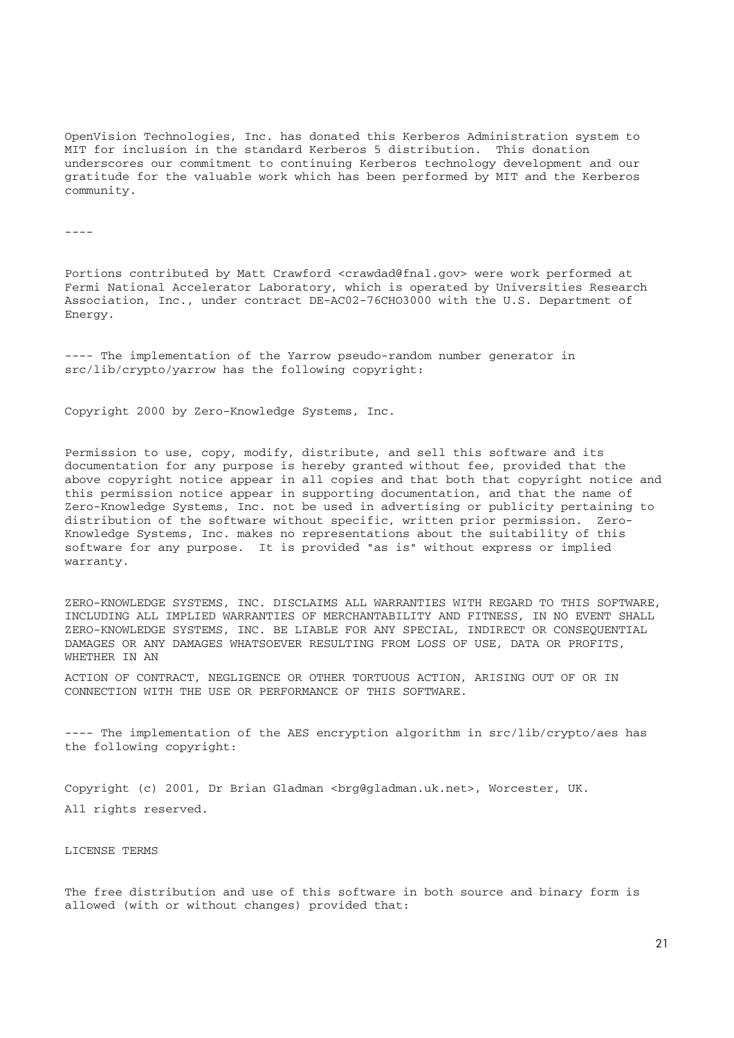OpenVision Technologies, Inc. has donated this Kerberos Administration system to MIT for inclusion in the standard Kerberos 5 distribution. This donation underscores our commitment to continuing Kerberos technology development and our gratitude for the valuable work which has been performed by MIT and the Kerberos community.

----

Portions contributed by Matt Crawford <crawdad@fnal.gov> were work performed at Fermi National Accelerator Laboratory, which is operated by Universities Research Association, Inc., under contract DE-AC02-76CHO3000 with the U.S. Department of Energy.

---- The implementation of the Yarrow pseudo-random number generator in src/lib/crypto/yarrow has the following copyright:

Copyright 2000 by Zero-Knowledge Systems, Inc.

Permission to use, copy, modify, distribute, and sell this software and its documentation for any purpose is hereby granted without fee, provided that the above copyright notice appear in all copies and that both that copyright notice and this permission notice appear in supporting documentation, and that the name of Zero-Knowledge Systems, Inc. not be used in advertising or publicity pertaining to distribution of the software without specific, written prior permission. Zero-Knowledge Systems, Inc. makes no representations about the suitability of this software for any purpose. It is provided "as is" without express or implied warranty.

ZERO-KNOWLEDGE SYSTEMS, INC. DISCLAIMS ALL WARRANTIES WITH REGARD TO THIS SOFTWARE, INCLUDING ALL IMPLIED WARRANTIES OF MERCHANTABILITY AND FITNESS, IN NO EVENT SHALL ZERO-KNOWLEDGE SYSTEMS, INC. BE LIABLE FOR ANY SPECIAL, INDIRECT OR CONSEQUENTIAL DAMAGES OR ANY DAMAGES WHATSOEVER RESULTING FROM LOSS OF USE, DATA OR PROFITS, WHETHER IN AN

ACTION OF CONTRACT, NEGLIGENCE OR OTHER TORTUOUS ACTION, ARISING OUT OF OR IN CONNECTION WITH THE USE OR PERFORMANCE OF THIS SOFTWARE.

---- The implementation of the AES encryption algorithm in src/lib/crypto/aes has the following copyright:

Copyright (c) 2001, Dr Brian Gladman <brg@gladman.uk.net>, Worcester, UK.

All rights reserved.

LICENSE TERMS

The free distribution and use of this software in both source and binary form is allowed (with or without changes) provided that: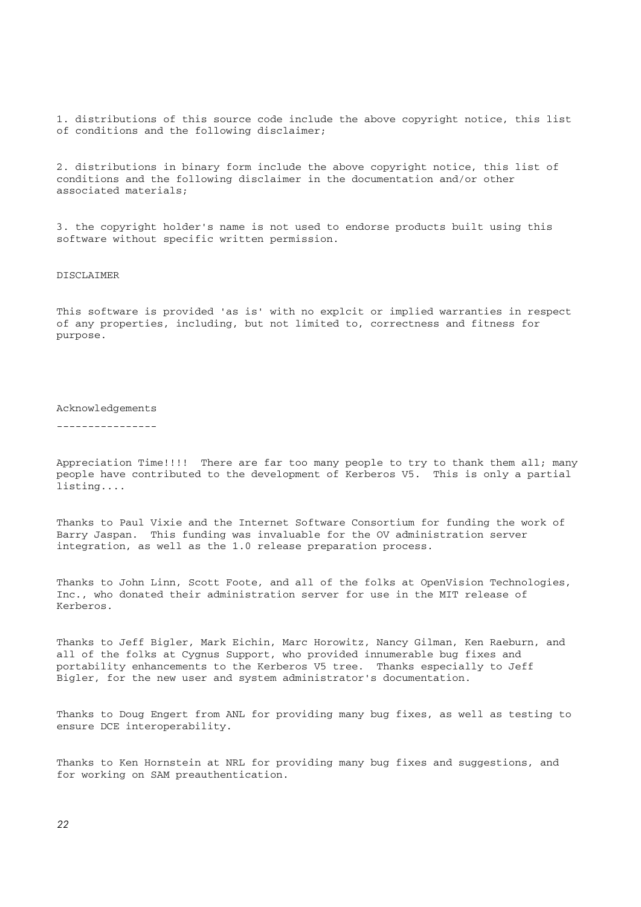1. distributions of this source code include the above copyright notice, this list of conditions and the following disclaimer;

2. distributions in binary form include the above copyright notice, this list of conditions and the following disclaimer in the documentation and/or other associated materials;

3. the copyright holder's name is not used to endorse products built using this software without specific written permission.

DISCLAIMER

This software is provided 'as is' with no explcit or implied warranties in respect of any properties, including, but not limited to, correctness and fitness for purpose.

## Acknowledgements

Appreciation Time!!!! There are far too many people to try to thank them all; many people have contributed to the development of Kerberos V5. This is only a partial listing....

Thanks to Paul Vixie and the Internet Software Consortium for funding the work of Barry Jaspan. This funding was invaluable for the OV administration server integration, as well as the 1.0 release preparation process.

Thanks to John Linn, Scott Foote, and all of the folks at OpenVision Technologies, Inc., who donated their administration server for use in the MIT release of Kerberos.

Thanks to Jeff Bigler, Mark Eichin, Marc Horowitz, Nancy Gilman, Ken Raeburn, and all of the folks at Cygnus Support, who provided innumerable bug fixes and portability enhancements to the Kerberos V5 tree. Thanks especially to Jeff Bigler, for the new user and system administrator's documentation.

Thanks to Doug Engert from ANL for providing many bug fixes, as well as testing to ensure DCE interoperability.

Thanks to Ken Hornstein at NRL for providing many bug fixes and suggestions, and for working on SAM preauthentication.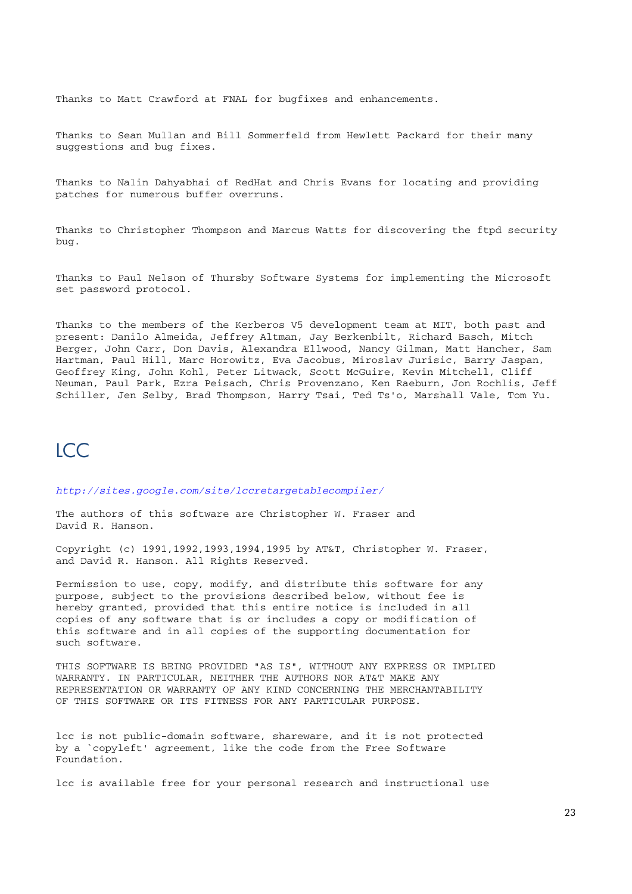Thanks to Matt Crawford at FNAL for bugfixes and enhancements.

Thanks to Sean Mullan and Bill Sommerfeld from Hewlett Packard for their many suggestions and bug fixes.

Thanks to Nalin Dahyabhai of RedHat and Chris Evans for locating and providing patches for numerous buffer overruns.

Thanks to Christopher Thompson and Marcus Watts for discovering the ftpd security bug.

Thanks to Paul Nelson of Thursby Software Systems for implementing the Microsoft set password protocol.

Thanks to the members of the Kerberos V5 development team at MIT, both past and present: Danilo Almeida, Jeffrey Altman, Jay Berkenbilt, Richard Basch, Mitch Berger, John Carr, Don Davis, Alexandra Ellwood, Nancy Gilman, Matt Hancher, Sam Hartman, Paul Hill, Marc Horowitz, Eva Jacobus, Miroslav Jurisic, Barry Jaspan, Geoffrey King, John Kohl, Peter Litwack, Scott McGuire, Kevin Mitchell, Cliff Neuman, Paul Park, Ezra Peisach, Chris Provenzano, Ken Raeburn, Jon Rochlis, Jeff Schiller, Jen Selby, Brad Thompson, Harry Tsai, Ted Ts'o, Marshall Vale, Tom Yu.

# LCC

*http://sites.google.com/site/lccretargetablecompiler/*

The authors of this software are Christopher W. Fraser and David R. Hanson.

Copyright (c) 1991,1992,1993,1994,1995 by AT&T, Christopher W. Fraser, and David R. Hanson. All Rights Reserved.

Permission to use, copy, modify, and distribute this software for any purpose, subject to the provisions described below, without fee is hereby granted, provided that this entire notice is included in all copies of any software that is or includes a copy or modification of this software and in all copies of the supporting documentation for such software.

THIS SOFTWARE IS BEING PROVIDED "AS IS", WITHOUT ANY EXPRESS OR IMPLIED WARRANTY. IN PARTICULAR, NEITHER THE AUTHORS NOR AT&T MAKE ANY REPRESENTATION OR WARRANTY OF ANY KIND CONCERNING THE MERCHANTABILITY OF THIS SOFTWARE OR ITS FITNESS FOR ANY PARTICULAR PURPOSE.

lcc is not public-domain software, shareware, and it is not protected by a `copyleft' agreement, like the code from the Free Software Foundation.

lcc is available free for your personal research and instructional use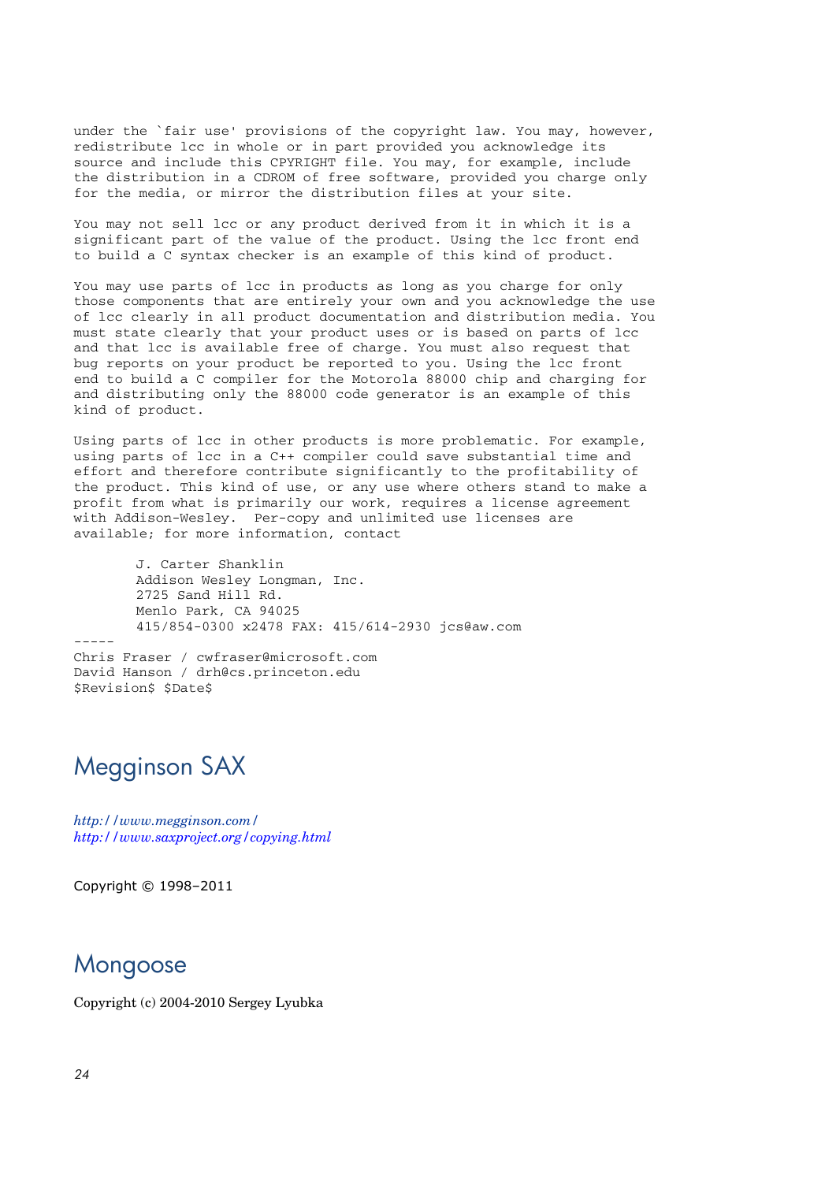```
under the `fair use' provisions of the copyright law. You may, however,
redistribute lcc in whole or in part provided you acknowledge its
source and include this CPYRIGHT file. You may, for example, include
the distribution in a CDROM of free software, provided you charge only
for the media, or mirror the distribution files at your site.

You may not sell lcc or any product derived from it in which it is a
significant part of the value of the product. Using the lcc front end
to build a C syntax checker is an example of this kind of product.

You may use parts of lcc in products as long as you charge for only
those components that are entirely your own and you acknowledge the use
of lcc clearly in all product documentation and distribution media. You
must state clearly that your product uses or is based on parts of lcc
and that lcc is available free of charge. You must also request that
bug reports on your product be reported to you. Using the lcc front
end to build a C compiler for the Motorola 88000 chip and charging for
and distributing only the 88000 code generator is an example of this
kind of product.

Using parts of lcc in other products is more problematic. For example,
using parts of lcc in a C++ compiler could save substantial time and
effort and therefore contribute significantly to the profitability of
the product. This kind of use, or any use where others stand to make a
profit from what is primarily our work, requires a license agreement
with Addison-Wesley.  Per-copy and unlimited use licenses are
available; for more information, contact

        J. Carter Shanklin
        Addison Wesley Longman, Inc.
        2725 Sand Hill Rd.
        Menlo Park, CA 94025
        415/854-0300 x2478 FAX: 415/614-2930 jcs@aw.com
-----
Chris Fraser / cwfraser@microsoft.com
David Hanson / drh@cs.princeton.edu
$Revision$ $Date$
```

## Megginson SAX

*http://www.megginson.com/*
*http://www.saxproject.org/copying.html*

Copyright © 1998–2011

## Mongoose

Copyright (c) 2004-2010 Sergey Lyubka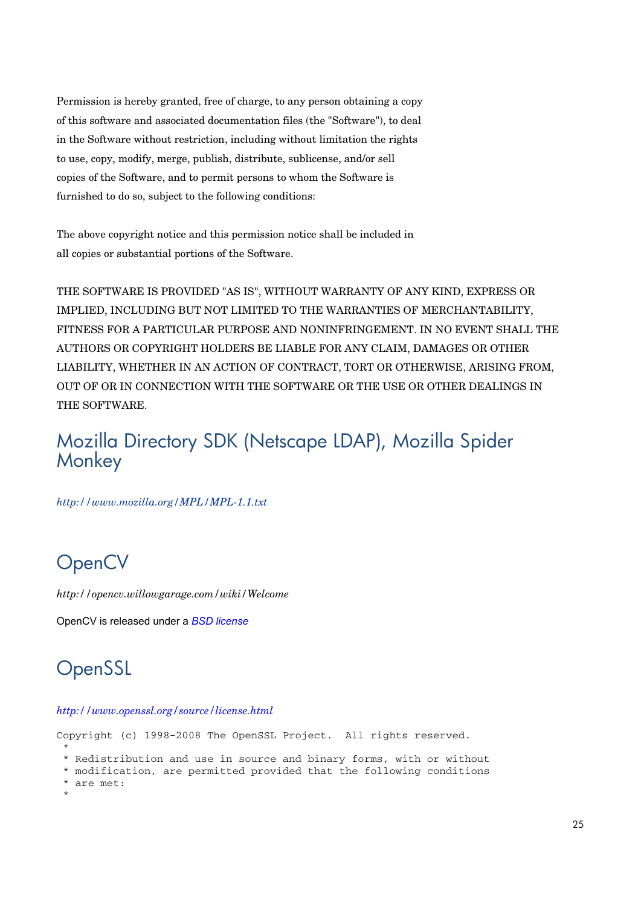Permission is hereby granted, free of charge, to any person obtaining a copy of this software and associated documentation files (the "Software"), to deal in the Software without restriction, including without limitation the rights to use, copy, modify, merge, publish, distribute, sublicense, and/or sell copies of the Software, and to permit persons to whom the Software is furnished to do so, subject to the following conditions:

The above copyright notice and this permission notice shall be included in all copies or substantial portions of the Software.

THE SOFTWARE IS PROVIDED "AS IS", WITHOUT WARRANTY OF ANY KIND, EXPRESS OR IMPLIED, INCLUDING BUT NOT LIMITED TO THE WARRANTIES OF MERCHANTABILITY, FITNESS FOR A PARTICULAR PURPOSE AND NONINFRINGEMENT. IN NO EVENT SHALL THE AUTHORS OR COPYRIGHT HOLDERS BE LIABLE FOR ANY CLAIM, DAMAGES OR OTHER LIABILITY, WHETHER IN AN ACTION OF CONTRACT, TORT OR OTHERWISE, ARISING FROM, OUT OF OR IN CONNECTION WITH THE SOFTWARE OR THE USE OR OTHER DEALINGS IN THE SOFTWARE.

## Mozilla Directory SDK (Netscape LDAP), Mozilla Spider Monkey

*http://www.mozilla.org/MPL/MPL-1.1.txt*

## OpenCV

*http://opencv.willowgarage.com/wiki/Welcome*

OpenCV is released under a *BSD license*

## OpenSSL

*http://www.openssl.org/source/license.html*

```
Copyright (c) 1998-2008 The OpenSSL Project.  All rights reserved.
 *
 * Redistribution and use in source and binary forms, with or without
 * modification, are permitted provided that the following conditions
 * are met:
 *
```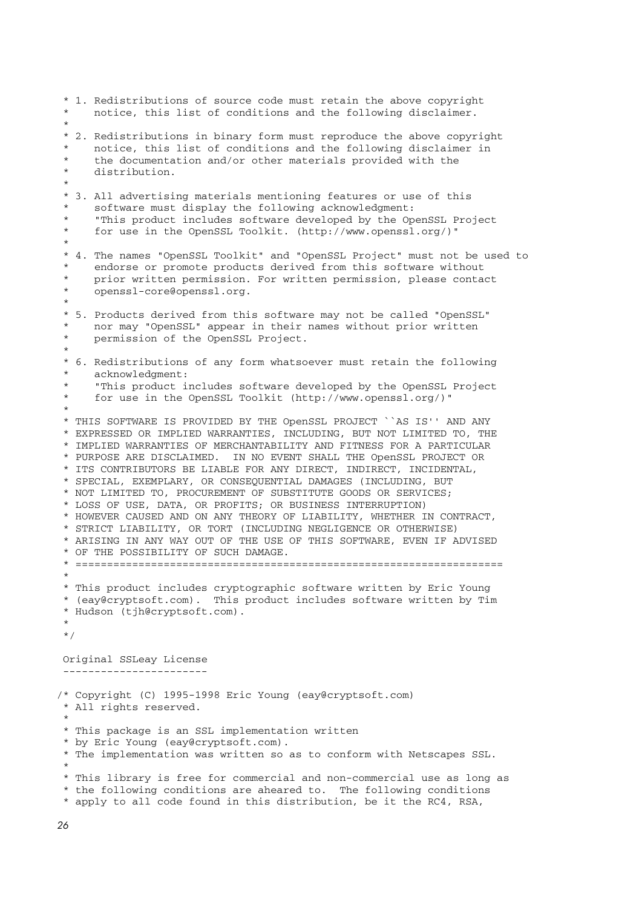```
 * 1. Redistributions of source code must retain the above copyright
 *    notice, this list of conditions and the following disclaimer.
 *
 * 2. Redistributions in binary form must reproduce the above copyright
 *    notice, this list of conditions and the following disclaimer in
 *    the documentation and/or other materials provided with the
 *    distribution.
 *
 * 3. All advertising materials mentioning features or use of this
 *    software must display the following acknowledgment:
 *    "This product includes software developed by the OpenSSL Project
 *    for use in the OpenSSL Toolkit. (http://www.openssl.org/)"
 *
 * 4. The names "OpenSSL Toolkit" and "OpenSSL Project" must not be used to
 *    endorse or promote products derived from this software without
 *    prior written permission. For written permission, please contact
 *    openssl-core@openssl.org.
 *
 * 5. Products derived from this software may not be called "OpenSSL"
 *    nor may "OpenSSL" appear in their names without prior written
 *    permission of the OpenSSL Project.
 *
 * 6. Redistributions of any form whatsoever must retain the following
 *    acknowledgment:
 *    "This product includes software developed by the OpenSSL Project
 *    for use in the OpenSSL Toolkit (http://www.openssl.org/)"
 *
 * THIS SOFTWARE IS PROVIDED BY THE OpenSSL PROJECT ``AS IS'' AND ANY
 * EXPRESSED OR IMPLIED WARRANTIES, INCLUDING, BUT NOT LIMITED TO, THE
 * IMPLIED WARRANTIES OF MERCHANTABILITY AND FITNESS FOR A PARTICULAR
 * PURPOSE ARE DISCLAIMED.  IN NO EVENT SHALL THE OpenSSL PROJECT OR
 * ITS CONTRIBUTORS BE LIABLE FOR ANY DIRECT, INDIRECT, INCIDENTAL,
 * SPECIAL, EXEMPLARY, OR CONSEQUENTIAL DAMAGES (INCLUDING, BUT
 * NOT LIMITED TO, PROCUREMENT OF SUBSTITUTE GOODS OR SERVICES;
 * LOSS OF USE, DATA, OR PROFITS; OR BUSINESS INTERRUPTION)
 * HOWEVER CAUSED AND ON ANY THEORY OF LIABILITY, WHETHER IN CONTRACT,
 * STRICT LIABILITY, OR TORT (INCLUDING NEGLIGENCE OR OTHERWISE)
 * ARISING IN ANY WAY OUT OF THE USE OF THIS SOFTWARE, EVEN IF ADVISED
 * OF THE POSSIBILITY OF SUCH DAMAGE.
 * ====================================================================
 *
 * This product includes cryptographic software written by Eric Young
 * (eay@cryptsoft.com).  This product includes software written by Tim
 * Hudson (tjh@cryptsoft.com).
 *
 */

 Original SSLeay License
 -----------------------

/* Copyright (C) 1995-1998 Eric Young (eay@cryptsoft.com)
 * All rights reserved.
 *
 * This package is an SSL implementation written
 * by Eric Young (eay@cryptsoft.com).
 * The implementation was written so as to conform with Netscapes SSL.
 *
 * This library is free for commercial and non-commercial use as long as
 * the following conditions are aheared to.  The following conditions
 * apply to all code found in this distribution, be it the RC4, RSA,
```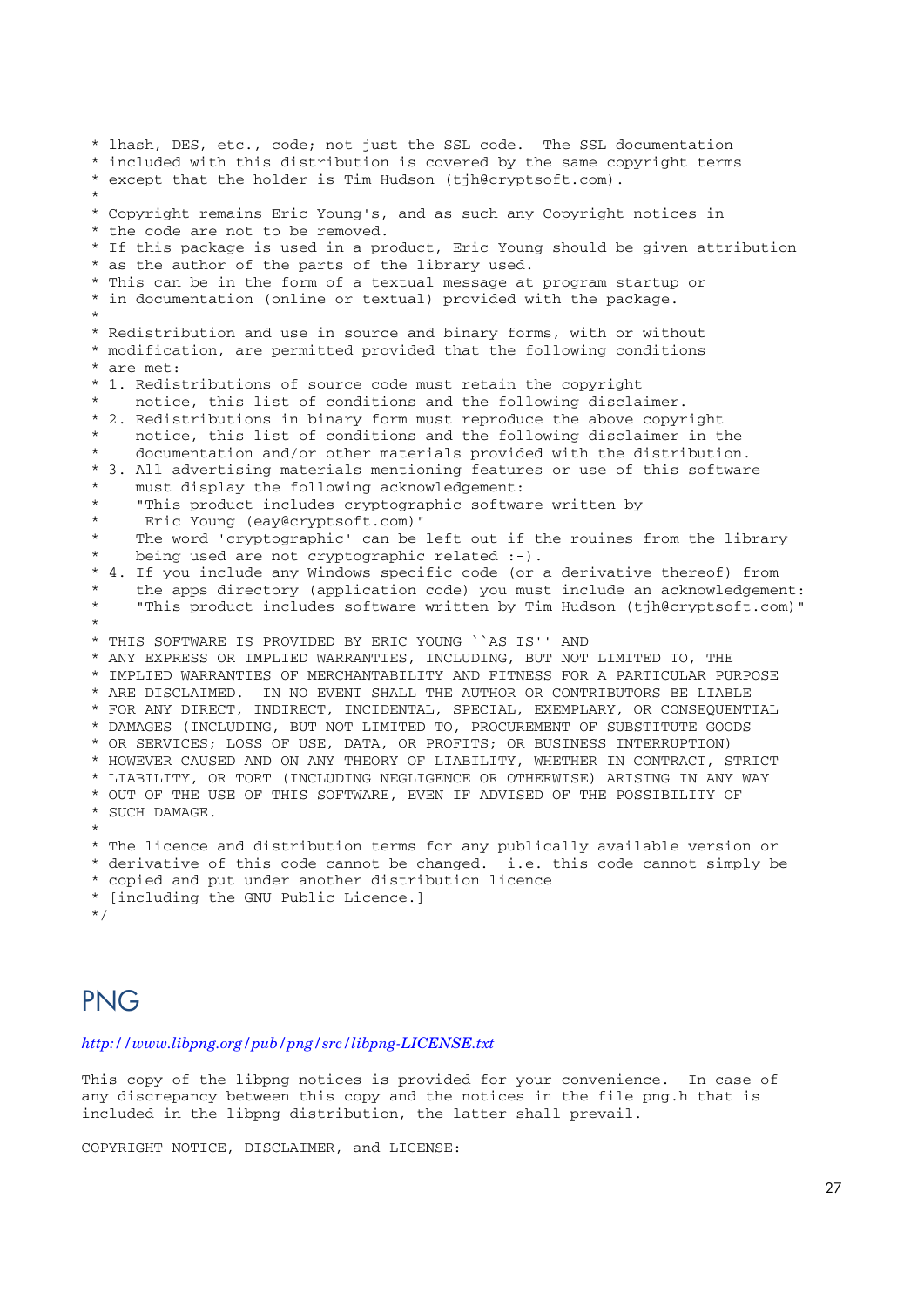```
 * lhash, DES, etc., code; not just the SSL code.  The SSL documentation
 * included with this distribution is covered by the same copyright terms
 * except that the holder is Tim Hudson (tjh@cryptsoft.com).
 *
 * Copyright remains Eric Young's, and as such any Copyright notices in
 * the code are not to be removed.
 * If this package is used in a product, Eric Young should be given attribution
 * as the author of the parts of the library used.
 * This can be in the form of a textual message at program startup or
 * in documentation (online or textual) provided with the package.
 *
 * Redistribution and use in source and binary forms, with or without
 * modification, are permitted provided that the following conditions
 * are met:
 * 1. Redistributions of source code must retain the copyright
 *    notice, this list of conditions and the following disclaimer.
 * 2. Redistributions in binary form must reproduce the above copyright
 *    notice, this list of conditions and the following disclaimer in the
 *    documentation and/or other materials provided with the distribution.
 * 3. All advertising materials mentioning features or use of this software
 *    must display the following acknowledgement:
 *    "This product includes cryptographic software written by
 *     Eric Young (eay@cryptsoft.com)"
 *    The word 'cryptographic' can be left out if the rouines from the library
 *    being used are not cryptographic related :-).
 * 4. If you include any Windows specific code (or a derivative thereof) from
 *    the apps directory (application code) you must include an acknowledgement:
 *    "This product includes software written by Tim Hudson (tjh@cryptsoft.com)"
 *
 * THIS SOFTWARE IS PROVIDED BY ERIC YOUNG ``AS IS'' AND
 * ANY EXPRESS OR IMPLIED WARRANTIES, INCLUDING, BUT NOT LIMITED TO, THE
 * IMPLIED WARRANTIES OF MERCHANTABILITY AND FITNESS FOR A PARTICULAR PURPOSE
 * ARE DISCLAIMED.  IN NO EVENT SHALL THE AUTHOR OR CONTRIBUTORS BE LIABLE
 * FOR ANY DIRECT, INDIRECT, INCIDENTAL, SPECIAL, EXEMPLARY, OR CONSEQUENTIAL
 * DAMAGES (INCLUDING, BUT NOT LIMITED TO, PROCUREMENT OF SUBSTITUTE GOODS
 * OR SERVICES; LOSS OF USE, DATA, OR PROFITS; OR BUSINESS INTERRUPTION)
 * HOWEVER CAUSED AND ON ANY THEORY OF LIABILITY, WHETHER IN CONTRACT, STRICT
 * LIABILITY, OR TORT (INCLUDING NEGLIGENCE OR OTHERWISE) ARISING IN ANY WAY
 * OUT OF THE USE OF THIS SOFTWARE, EVEN IF ADVISED OF THE POSSIBILITY OF
 * SUCH DAMAGE.
 *
 * The licence and distribution terms for any publically available version or
 * derivative of this code cannot be changed.  i.e. this code cannot simply be
 * copied and put under another distribution licence
 * [including the GNU Public Licence.]
 */
```

## PNG

*http://www.libpng.org/pub/png/src/libpng-LICENSE.txt*

```
This copy of the libpng notices is provided for your convenience.  In case of
any discrepancy between this copy and the notices in the file png.h that is
included in the libpng distribution, the latter shall prevail.

COPYRIGHT NOTICE, DISCLAIMER, and LICENSE:
```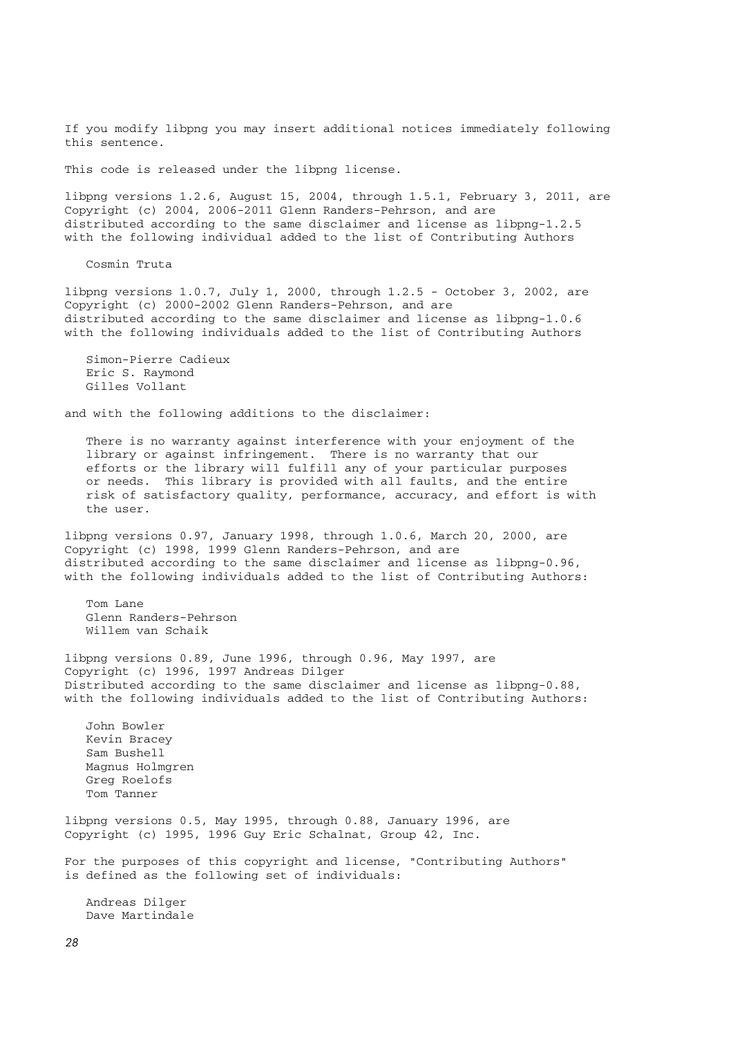If you modify libpng you may insert additional notices immediately following this sentence.

This code is released under the libpng license.

libpng versions 1.2.6, August 15, 2004, through 1.5.1, February 3, 2011, are Copyright (c) 2004, 2006-2011 Glenn Randers-Pehrson, and are distributed according to the same disclaimer and license as libpng-1.2.5 with the following individual added to the list of Contributing Authors

Cosmin Truta

libpng versions 1.0.7, July 1, 2000, through 1.2.5 - October 3, 2002, are Copyright (c) 2000-2002 Glenn Randers-Pehrson, and are distributed according to the same disclaimer and license as libpng-1.0.6 with the following individuals added to the list of Contributing Authors

Simon-Pierre Cadieux
Eric S. Raymond
Gilles Vollant

and with the following additions to the disclaimer:

There is no warranty against interference with your enjoyment of the library or against infringement. There is no warranty that our efforts or the library will fulfill any of your particular purposes or needs. This library is provided with all faults, and the entire risk of satisfactory quality, performance, accuracy, and effort is with the user.

libpng versions 0.97, January 1998, through 1.0.6, March 20, 2000, are Copyright (c) 1998, 1999 Glenn Randers-Pehrson, and are distributed according to the same disclaimer and license as libpng-0.96, with the following individuals added to the list of Contributing Authors:

Tom Lane
Glenn Randers-Pehrson
Willem van Schaik

libpng versions 0.89, June 1996, through 0.96, May 1997, are Copyright (c) 1996, 1997 Andreas Dilger
Distributed according to the same disclaimer and license as libpng-0.88, with the following individuals added to the list of Contributing Authors:

John Bowler
Kevin Bracey
Sam Bushell
Magnus Holmgren
Greg Roelofs
Tom Tanner

libpng versions 0.5, May 1995, through 0.88, January 1996, are Copyright (c) 1995, 1996 Guy Eric Schalnat, Group 42, Inc.

For the purposes of this copyright and license, "Contributing Authors" is defined as the following set of individuals:

Andreas Dilger
Dave Martindale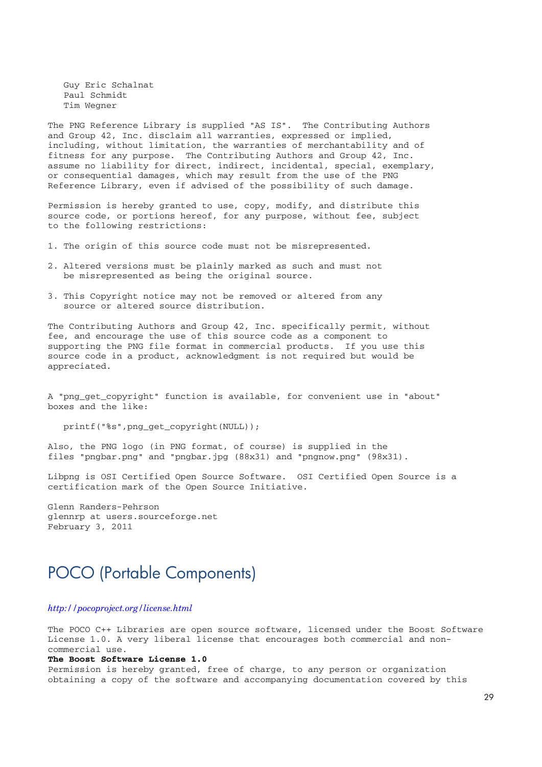Guy Eric Schalnat
Paul Schmidt
Tim Wegner

The PNG Reference Library is supplied "AS IS". The Contributing Authors and Group 42, Inc. disclaim all warranties, expressed or implied, including, without limitation, the warranties of merchantability and of fitness for any purpose. The Contributing Authors and Group 42, Inc. assume no liability for direct, indirect, incidental, special, exemplary, or consequential damages, which may result from the use of the PNG Reference Library, even if advised of the possibility of such damage.

Permission is hereby granted to use, copy, modify, and distribute this source code, or portions hereof, for any purpose, without fee, subject to the following restrictions:

1. The origin of this source code must not be misrepresented.

2. Altered versions must be plainly marked as such and must not be misrepresented as being the original source.

3. This Copyright notice may not be removed or altered from any source or altered source distribution.

The Contributing Authors and Group 42, Inc. specifically permit, without fee, and encourage the use of this source code as a component to supporting the PNG file format in commercial products. If you use this source code in a product, acknowledgment is not required but would be appreciated.

A "png_get_copyright" function is available, for convenient use in "about" boxes and the like:

```
printf("%s",png_get_copyright(NULL));
```

Also, the PNG logo (in PNG format, of course) is supplied in the files "pngbar.png" and "pngbar.jpg (88x31) and "pngnow.png" (98x31).

Libpng is OSI Certified Open Source Software. OSI Certified Open Source is a certification mark of the Open Source Initiative.

Glenn Randers-Pehrson
glennrp at users.sourceforge.net
February 3, 2011

# POCO (Portable Components)

*http://pocoproject.org/license.html*

The POCO C++ Libraries are open source software, licensed under the Boost Software License 1.0. A very liberal license that encourages both commercial and non-commercial use.

**The Boost Software License 1.0**

Permission is hereby granted, free of charge, to any person or organization obtaining a copy of the software and accompanying documentation covered by this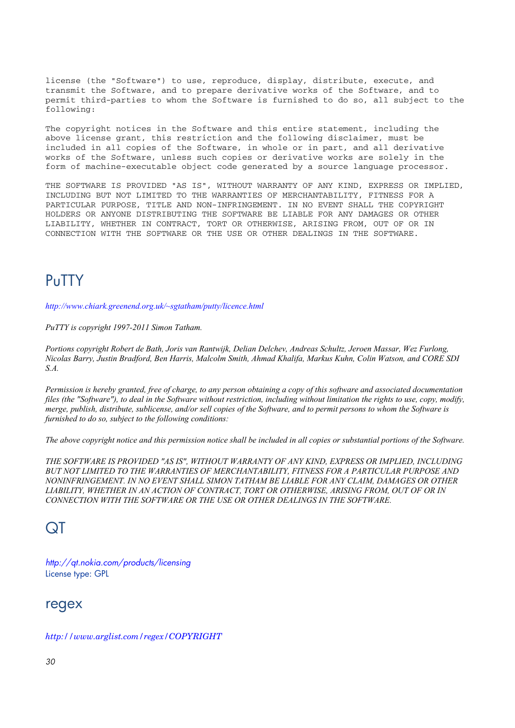```
license (the "Software") to use, reproduce, display, distribute, execute, and
transmit the Software, and to prepare derivative works of the Software, and to
permit third-parties to whom the Software is furnished to do so, all subject to the
following:

The copyright notices in the Software and this entire statement, including the
above license grant, this restriction and the following disclaimer, must be
included in all copies of the Software, in whole or in part, and all derivative
works of the Software, unless such copies or derivative works are solely in the
form of machine-executable object code generated by a source language processor.

THE SOFTWARE IS PROVIDED "AS IS", WITHOUT WARRANTY OF ANY KIND, EXPRESS OR IMPLIED,
INCLUDING BUT NOT LIMITED TO THE WARRANTIES OF MERCHANTABILITY, FITNESS FOR A
PARTICULAR PURPOSE, TITLE AND NON-INFRINGEMENT. IN NO EVENT SHALL THE COPYRIGHT
HOLDERS OR ANYONE DISTRIBUTING THE SOFTWARE BE LIABLE FOR ANY DAMAGES OR OTHER
LIABILITY, WHETHER IN CONTRACT, TORT OR OTHERWISE, ARISING FROM, OUT OF OR IN
CONNECTION WITH THE SOFTWARE OR THE USE OR OTHER DEALINGS IN THE SOFTWARE.
```

## PuTTY

*http://www.chiark.greenend.org.uk/~sgtatham/putty/licence.html*

*PuTTY is copyright 1997-2011 Simon Tatham.*

*Portions copyright Robert de Bath, Joris van Rantwijk, Delian Delchev, Andreas Schultz, Jeroen Massar, Wez Furlong, Nicolas Barry, Justin Bradford, Ben Harris, Malcolm Smith, Ahmad Khalifa, Markus Kuhn, Colin Watson, and CORE SDI S.A.*

*Permission is hereby granted, free of charge, to any person obtaining a copy of this software and associated documentation files (the "Software"), to deal in the Software without restriction, including without limitation the rights to use, copy, modify, merge, publish, distribute, sublicense, and/or sell copies of the Software, and to permit persons to whom the Software is furnished to do so, subject to the following conditions:*

*The above copyright notice and this permission notice shall be included in all copies or substantial portions of the Software.*

*THE SOFTWARE IS PROVIDED "AS IS", WITHOUT WARRANTY OF ANY KIND, EXPRESS OR IMPLIED, INCLUDING BUT NOT LIMITED TO THE WARRANTIES OF MERCHANTABILITY, FITNESS FOR A PARTICULAR PURPOSE AND NONINFRINGEMENT. IN NO EVENT SHALL SIMON TATHAM BE LIABLE FOR ANY CLAIM, DAMAGES OR OTHER LIABILITY, WHETHER IN AN ACTION OF CONTRACT, TORT OR OTHERWISE, ARISING FROM, OUT OF OR IN CONNECTION WITH THE SOFTWARE OR THE USE OR OTHER DEALINGS IN THE SOFTWARE.*

## QT

*http://qt.nokia.com/products/licensing*
License type: GPL

### regex

*http://www.arglist.com/regex/COPYRIGHT*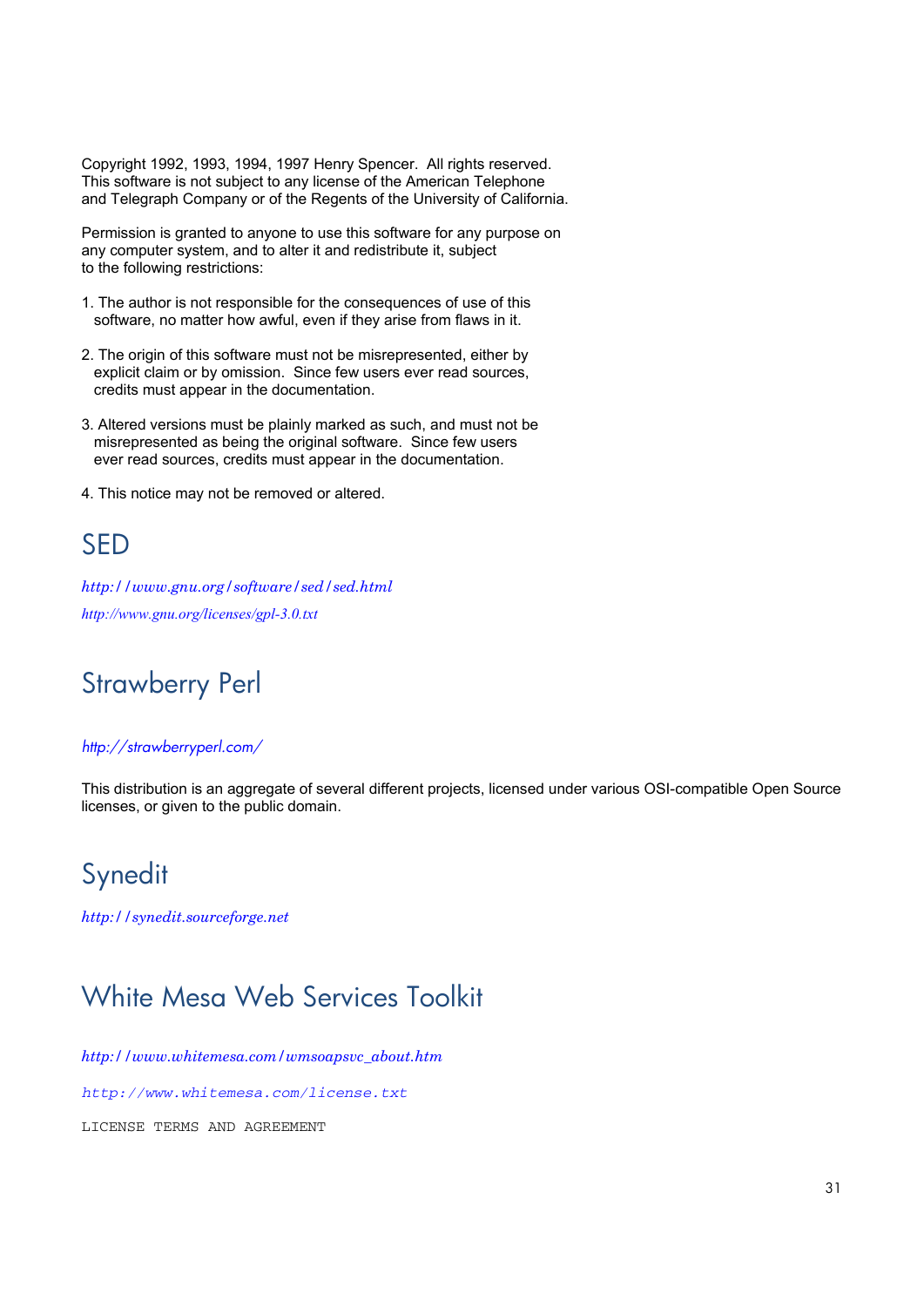Copyright 1992, 1993, 1994, 1997 Henry Spencer. All rights reserved.
This software is not subject to any license of the American Telephone
and Telegraph Company or of the Regents of the University of California.

Permission is granted to anyone to use this software for any purpose on
any computer system, and to alter it and redistribute it, subject
to the following restrictions:

1. The author is not responsible for the consequences of use of this
   software, no matter how awful, even if they arise from flaws in it.

2. The origin of this software must not be misrepresented, either by
   explicit claim or by omission. Since few users ever read sources,
   credits must appear in the documentation.

3. Altered versions must be plainly marked as such, and must not be
   misrepresented as being the original software. Since few users
   ever read sources, credits must appear in the documentation.

4. This notice may not be removed or altered.

# SED

*http://www.gnu.org/software/sed/sed.html*

*http://www.gnu.org/licenses/gpl-3.0.txt*

# Strawberry Perl

*http://strawberryperl.com/*

This distribution is an aggregate of several different projects, licensed under various OSI-compatible Open Source licenses, or given to the public domain.

# Synedit

*http://synedit.sourceforge.net*

# White Mesa Web Services Toolkit

*http://www.whitemesa.com/wmsoapsvc_about.htm*

*http://www.whitemesa.com/license.txt*

LICENSE TERMS AND AGREEMENT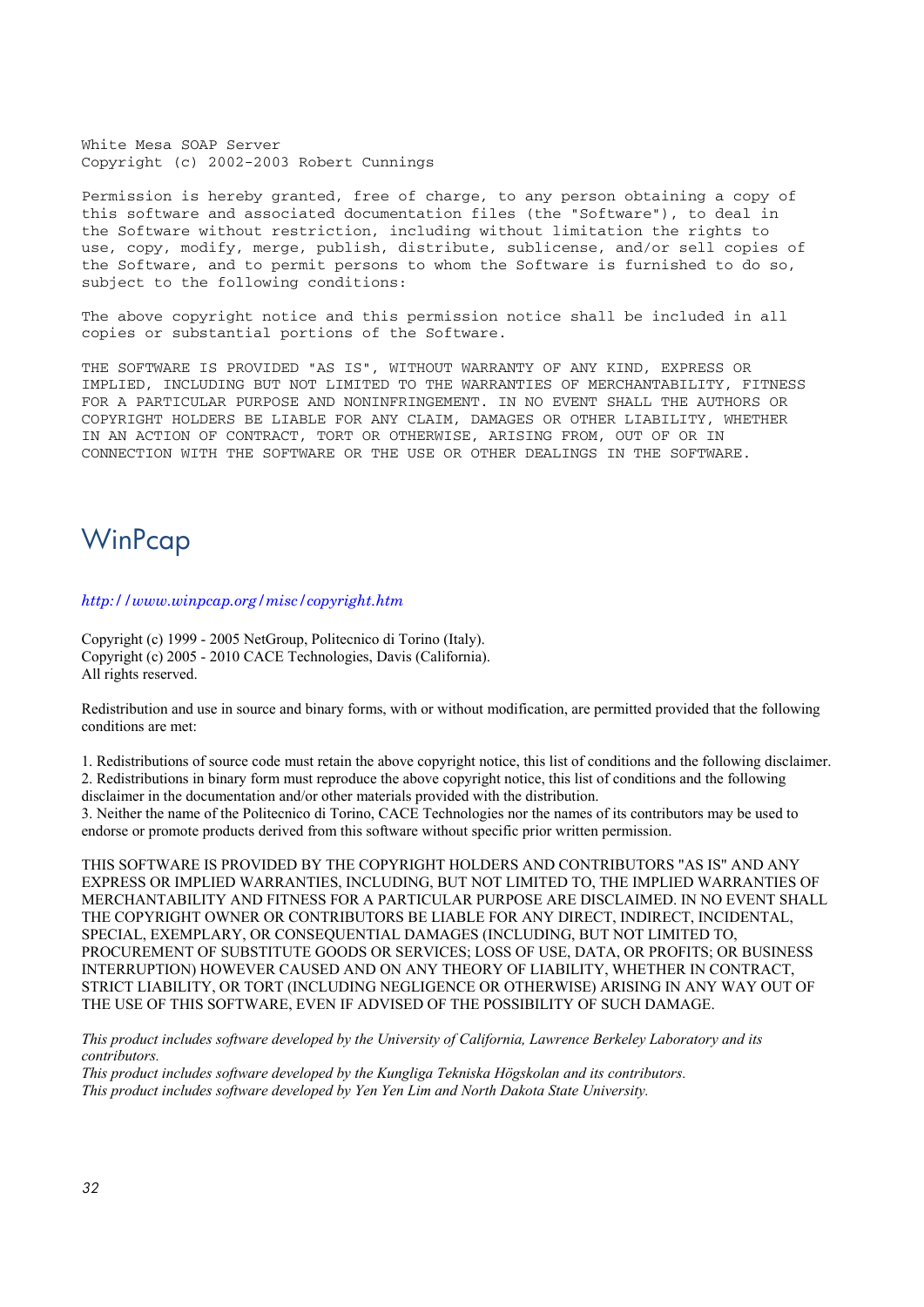```
White Mesa SOAP Server
Copyright (c) 2002-2003 Robert Cunnings

Permission is hereby granted, free of charge, to any person obtaining a copy of
this software and associated documentation files (the "Software"), to deal in
the Software without restriction, including without limitation the rights to
use, copy, modify, merge, publish, distribute, sublicense, and/or sell copies of
the Software, and to permit persons to whom the Software is furnished to do so,
subject to the following conditions:

The above copyright notice and this permission notice shall be included in all
copies or substantial portions of the Software.

THE SOFTWARE IS PROVIDED "AS IS", WITHOUT WARRANTY OF ANY KIND, EXPRESS OR
IMPLIED, INCLUDING BUT NOT LIMITED TO THE WARRANTIES OF MERCHANTABILITY, FITNESS
FOR A PARTICULAR PURPOSE AND NONINFRINGEMENT. IN NO EVENT SHALL THE AUTHORS OR
COPYRIGHT HOLDERS BE LIABLE FOR ANY CLAIM, DAMAGES OR OTHER LIABILITY, WHETHER
IN AN ACTION OF CONTRACT, TORT OR OTHERWISE, ARISING FROM, OUT OF OR IN
CONNECTION WITH THE SOFTWARE OR THE USE OR OTHER DEALINGS IN THE SOFTWARE.
```

## WinPcap

*http://www.winpcap.org/misc/copyright.htm*

Copyright (c) 1999 - 2005 NetGroup, Politecnico di Torino (Italy).
Copyright (c) 2005 - 2010 CACE Technologies, Davis (California).
All rights reserved.

Redistribution and use in source and binary forms, with or without modification, are permitted provided that the following conditions are met:

1. Redistributions of source code must retain the above copyright notice, this list of conditions and the following disclaimer.
2. Redistributions in binary form must reproduce the above copyright notice, this list of conditions and the following disclaimer in the documentation and/or other materials provided with the distribution.
3. Neither the name of the Politecnico di Torino, CACE Technologies nor the names of its contributors may be used to endorse or promote products derived from this software without specific prior written permission.

THIS SOFTWARE IS PROVIDED BY THE COPYRIGHT HOLDERS AND CONTRIBUTORS "AS IS" AND ANY EXPRESS OR IMPLIED WARRANTIES, INCLUDING, BUT NOT LIMITED TO, THE IMPLIED WARRANTIES OF MERCHANTABILITY AND FITNESS FOR A PARTICULAR PURPOSE ARE DISCLAIMED. IN NO EVENT SHALL THE COPYRIGHT OWNER OR CONTRIBUTORS BE LIABLE FOR ANY DIRECT, INDIRECT, INCIDENTAL, SPECIAL, EXEMPLARY, OR CONSEQUENTIAL DAMAGES (INCLUDING, BUT NOT LIMITED TO, PROCUREMENT OF SUBSTITUTE GOODS OR SERVICES; LOSS OF USE, DATA, OR PROFITS; OR BUSINESS INTERRUPTION) HOWEVER CAUSED AND ON ANY THEORY OF LIABILITY, WHETHER IN CONTRACT, STRICT LIABILITY, OR TORT (INCLUDING NEGLIGENCE OR OTHERWISE) ARISING IN ANY WAY OUT OF THE USE OF THIS SOFTWARE, EVEN IF ADVISED OF THE POSSIBILITY OF SUCH DAMAGE.

*This product includes software developed by the University of California, Lawrence Berkeley Laboratory and its contributors.*
*This product includes software developed by the Kungliga Tekniska Högskolan and its contributors.*
*This product includes software developed by Yen Yen Lim and North Dakota State University.*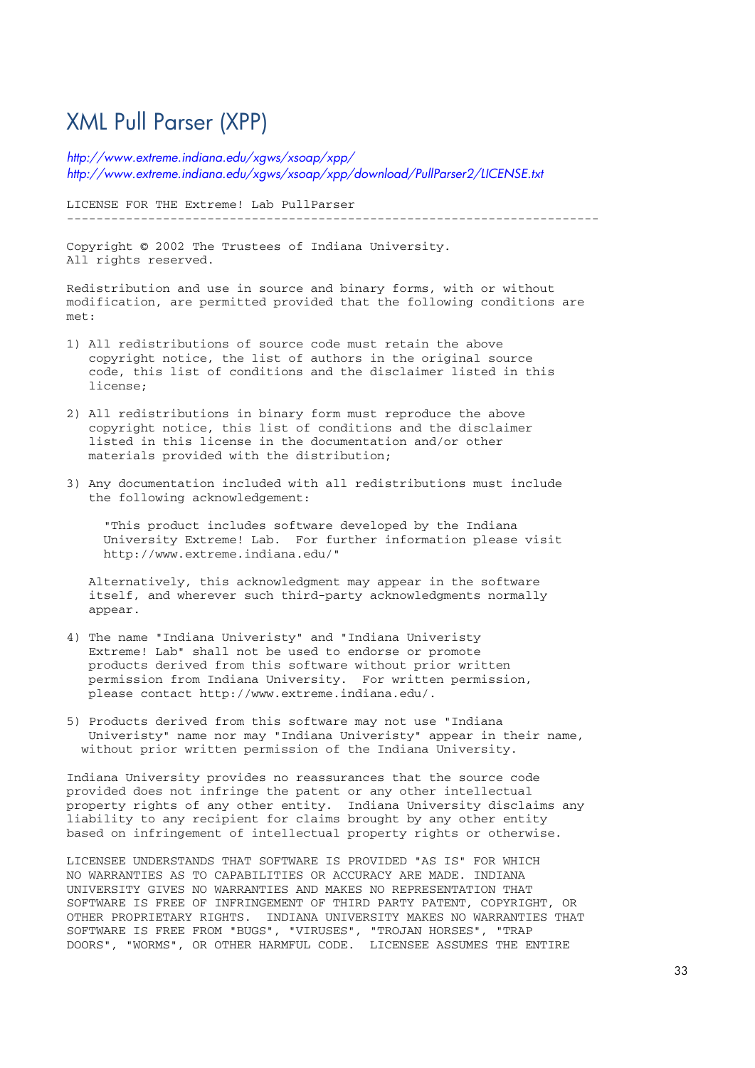# XML Pull Parser (XPP)

*http://www.extreme.indiana.edu/xgws/xsoap/xpp/*
*http://www.extreme.indiana.edu/xgws/xsoap/xpp/download/PullParser2/LICENSE.txt*

```
LICENSE FOR THE Extreme! Lab PullParser
------------------------------------------------------------------------

Copyright © 2002 The Trustees of Indiana University.
All rights reserved.

Redistribution and use in source and binary forms, with or without
modification, are permitted provided that the following conditions are
met:

1) All redistributions of source code must retain the above
   copyright notice, the list of authors in the original source
   code, this list of conditions and the disclaimer listed in this
   license;

2) All redistributions in binary form must reproduce the above
   copyright notice, this list of conditions and the disclaimer
   listed in this license in the documentation and/or other
   materials provided with the distribution;

3) Any documentation included with all redistributions must include
   the following acknowledgement:

     "This product includes software developed by the Indiana
     University Extreme! Lab.  For further information please visit
     http://www.extreme.indiana.edu/"

   Alternatively, this acknowledgment may appear in the software
   itself, and wherever such third-party acknowledgments normally
   appear.

4) The name "Indiana Univeristy" and "Indiana Univeristy
   Extreme! Lab" shall not be used to endorse or promote
   products derived from this software without prior written
   permission from Indiana University.  For written permission,
   please contact http://www.extreme.indiana.edu/.

5) Products derived from this software may not use "Indiana
   Univeristy" name nor may "Indiana Univeristy" appear in their name,
  without prior written permission of the Indiana University.

Indiana University provides no reassurances that the source code
provided does not infringe the patent or any other intellectual
property rights of any other entity.  Indiana University disclaims any
liability to any recipient for claims brought by any other entity
based on infringement of intellectual property rights or otherwise.

LICENSEE UNDERSTANDS THAT SOFTWARE IS PROVIDED "AS IS" FOR WHICH
NO WARRANTIES AS TO CAPABILITIES OR ACCURACY ARE MADE. INDIANA
UNIVERSITY GIVES NO WARRANTIES AND MAKES NO REPRESENTATION THAT
SOFTWARE IS FREE OF INFRINGEMENT OF THIRD PARTY PATENT, COPYRIGHT, OR
OTHER PROPRIETARY RIGHTS.  INDIANA UNIVERSITY MAKES NO WARRANTIES THAT
SOFTWARE IS FREE FROM "BUGS", "VIRUSES", "TROJAN HORSES", "TRAP
DOORS", "WORMS", OR OTHER HARMFUL CODE.  LICENSEE ASSUMES THE ENTIRE
```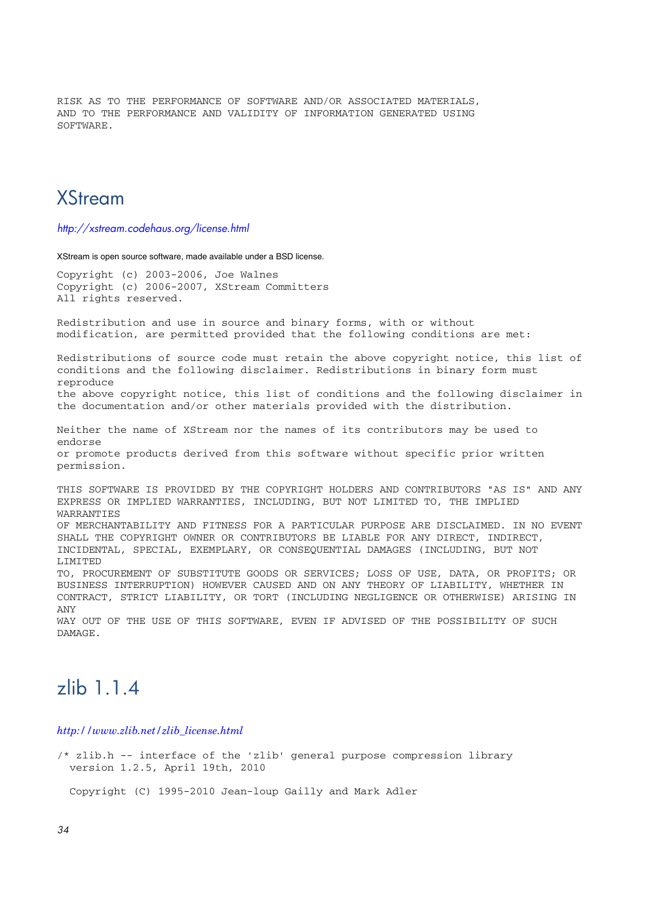```
RISK AS TO THE PERFORMANCE OF SOFTWARE AND/OR ASSOCIATED MATERIALS,
AND TO THE PERFORMANCE AND VALIDITY OF INFORMATION GENERATED USING
SOFTWARE.
```

## XStream

*http://xstream.codehaus.org/license.html*

XStream is open source software, made available under a BSD license.

```
Copyright (c) 2003-2006, Joe Walnes
Copyright (c) 2006-2007, XStream Committers
All rights reserved.

Redistribution and use in source and binary forms, with or without
modification, are permitted provided that the following conditions are met:

Redistributions of source code must retain the above copyright notice, this list of
conditions and the following disclaimer. Redistributions in binary form must
reproduce
the above copyright notice, this list of conditions and the following disclaimer in
the documentation and/or other materials provided with the distribution.

Neither the name of XStream nor the names of its contributors may be used to
endorse
or promote products derived from this software without specific prior written
permission.

THIS SOFTWARE IS PROVIDED BY THE COPYRIGHT HOLDERS AND CONTRIBUTORS "AS IS" AND ANY
EXPRESS OR IMPLIED WARRANTIES, INCLUDING, BUT NOT LIMITED TO, THE IMPLIED
WARRANTIES
OF MERCHANTABILITY AND FITNESS FOR A PARTICULAR PURPOSE ARE DISCLAIMED. IN NO EVENT
SHALL THE COPYRIGHT OWNER OR CONTRIBUTORS BE LIABLE FOR ANY DIRECT, INDIRECT,
INCIDENTAL, SPECIAL, EXEMPLARY, OR CONSEQUENTIAL DAMAGES (INCLUDING, BUT NOT
LIMITED
TO, PROCUREMENT OF SUBSTITUTE GOODS OR SERVICES; LOSS OF USE, DATA, OR PROFITS; OR
BUSINESS INTERRUPTION) HOWEVER CAUSED AND ON ANY THEORY OF LIABILITY, WHETHER IN
CONTRACT, STRICT LIABILITY, OR TORT (INCLUDING NEGLIGENCE OR OTHERWISE) ARISING IN
ANY
WAY OUT OF THE USE OF THIS SOFTWARE, EVEN IF ADVISED OF THE POSSIBILITY OF SUCH
DAMAGE.
```

## zlib 1.1.4

*http://www.zlib.net/zlib_license.html*

```
/* zlib.h -- interface of the 'zlib' general purpose compression library
  version 1.2.5, April 19th, 2010

  Copyright (C) 1995-2010 Jean-loup Gailly and Mark Adler
```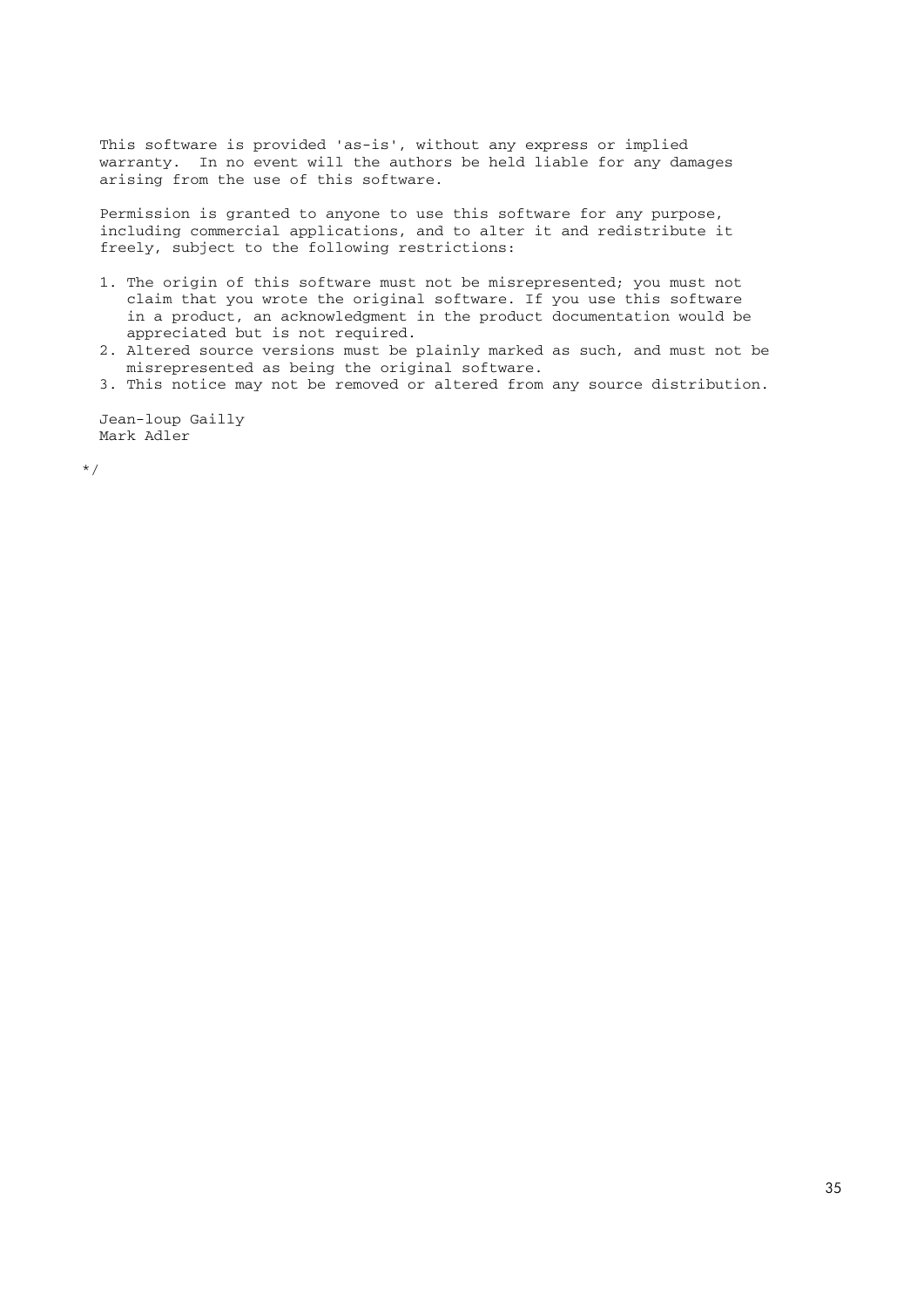```
  This software is provided 'as-is', without any express or implied
  warranty.  In no event will the authors be held liable for any damages
  arising from the use of this software.

  Permission is granted to anyone to use this software for any purpose,
  including commercial applications, and to alter it and redistribute it
  freely, subject to the following restrictions:

  1. The origin of this software must not be misrepresented; you must not
     claim that you wrote the original software. If you use this software
     in a product, an acknowledgment in the product documentation would be
     appreciated but is not required.
  2. Altered source versions must be plainly marked as such, and must not be
     misrepresented as being the original software.
  3. This notice may not be removed or altered from any source distribution.

  Jean-loup Gailly
  Mark Adler

*/
```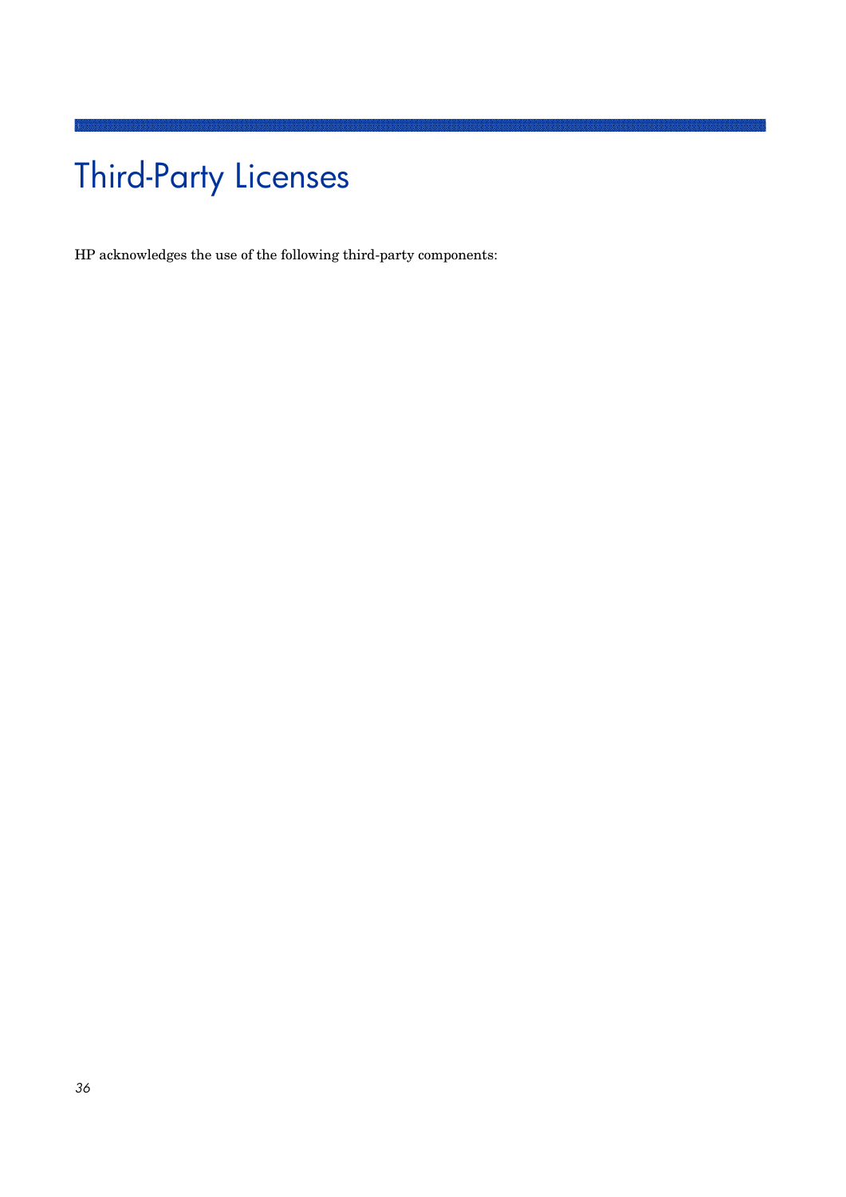# Third-Party Licenses

HP acknowledges the use of the following third-party components: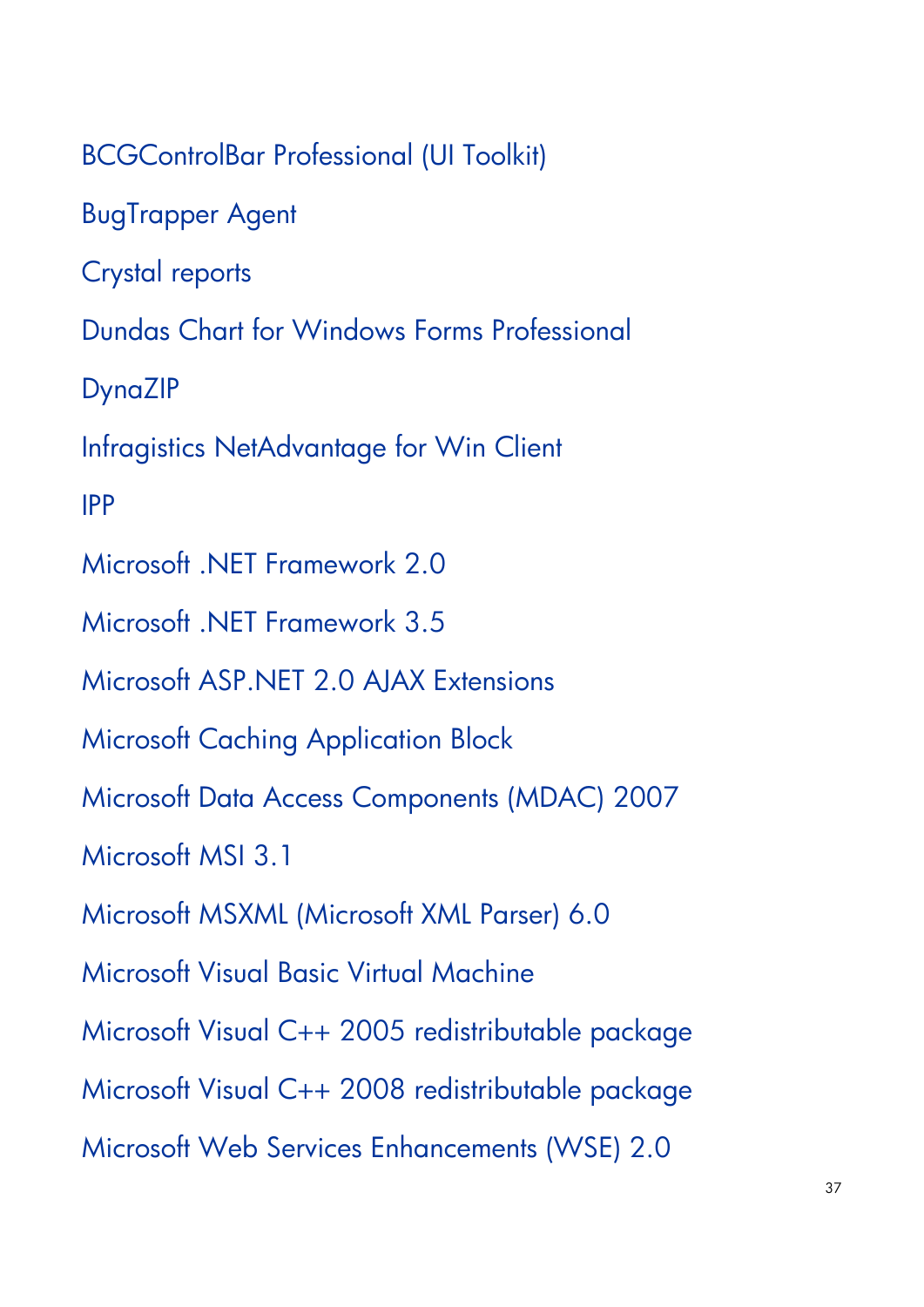BCGControlBar Professional (UI Toolkit)

BugTrapper Agent

Crystal reports

Dundas Chart for Windows Forms Professional

DynaZIP

Infragistics NetAdvantage for Win Client

IPP

Microsoft .NET Framework 2.0

Microsoft .NET Framework 3.5

Microsoft ASP.NET 2.0 AJAX Extensions

Microsoft Caching Application Block

Microsoft Data Access Components (MDAC) 2007

Microsoft MSI 3.1

Microsoft MSXML (Microsoft XML Parser) 6.0

Microsoft Visual Basic Virtual Machine

Microsoft Visual C++ 2005 redistributable package

Microsoft Visual C++ 2008 redistributable package

Microsoft Web Services Enhancements (WSE) 2.0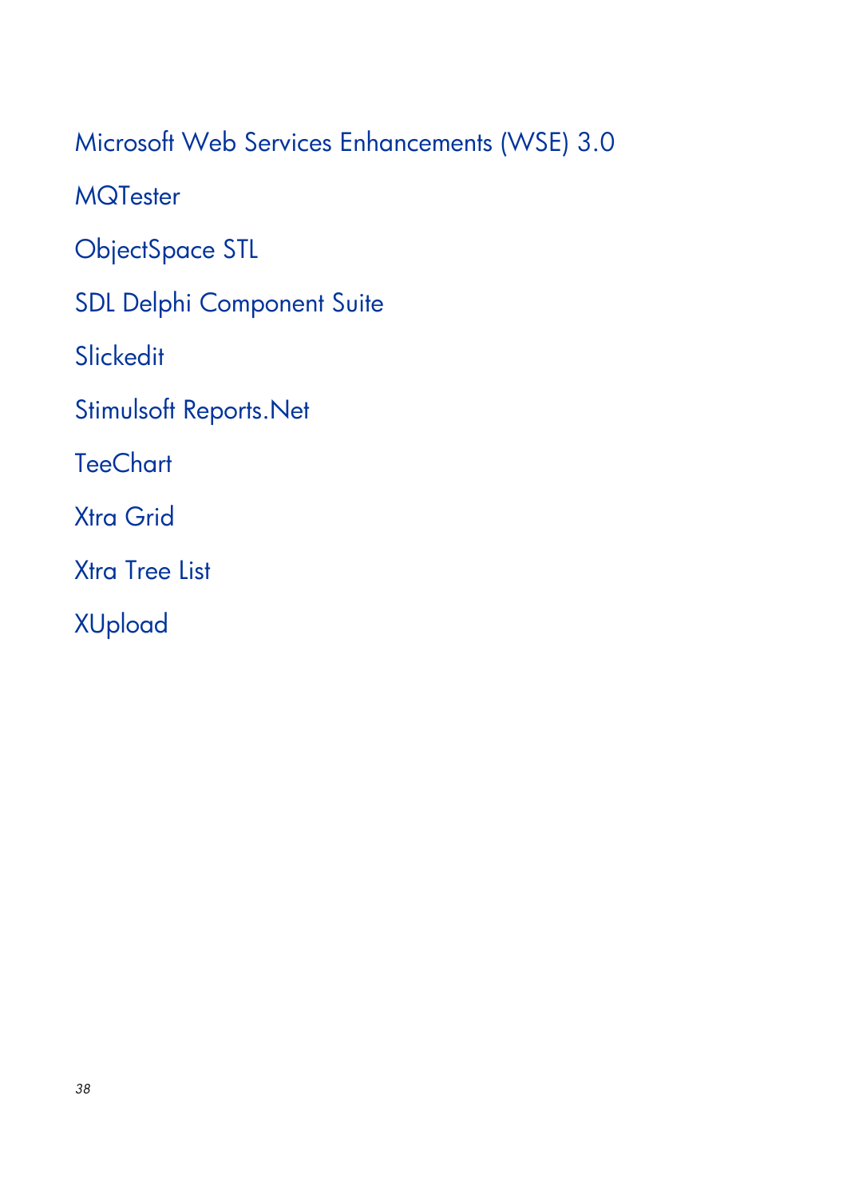Microsoft Web Services Enhancements (WSE) 3.0

MQTester

ObjectSpace STL

SDL Delphi Component Suite

Slickedit

Stimulsoft Reports.Net

TeeChart

Xtra Grid

Xtra Tree List

XUpload